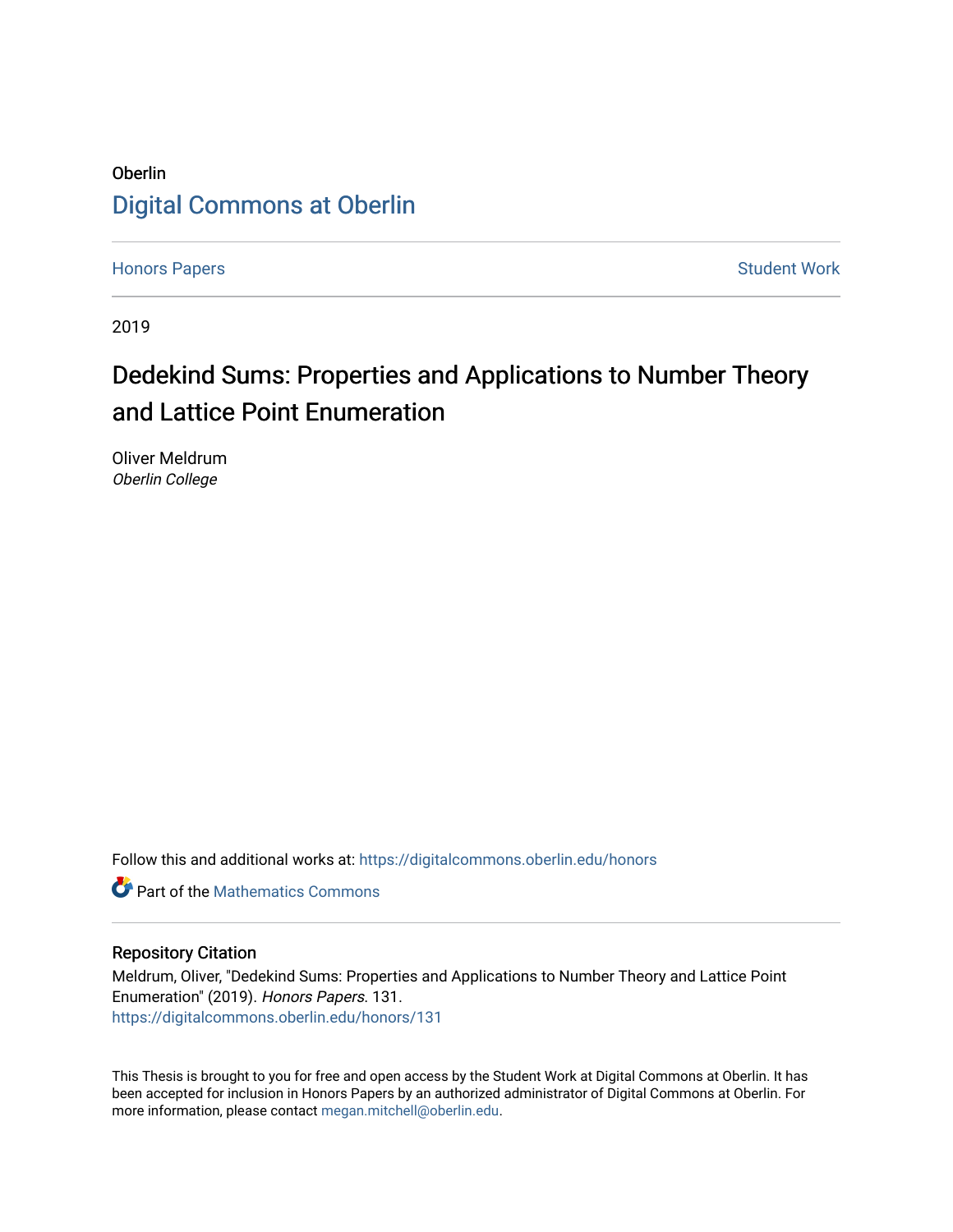Oberlin

# Digital Commons at Oberlin

Honors Papers | Student Work

2019

# Dedekind Sums: Properties and Applications to Number Theory and Lattice Point Enumeration

Oliver Meldrum
*Oberlin College*

Follow this and additional works at: https://digitalcommons.oberlin.edu/honors

Part of the Mathematics Commons

## Repository Citation

Meldrum, Oliver, "Dedekind Sums: Properties and Applications to Number Theory and Lattice Point Enumeration" (2019). *Honors Papers*. 131.
https://digitalcommons.oberlin.edu/honors/131

This Thesis is brought to you for free and open access by the Student Work at Digital Commons at Oberlin. It has been accepted for inclusion in Honors Papers by an authorized administrator of Digital Commons at Oberlin. For more information, please contact megan.mitchell@oberlin.edu.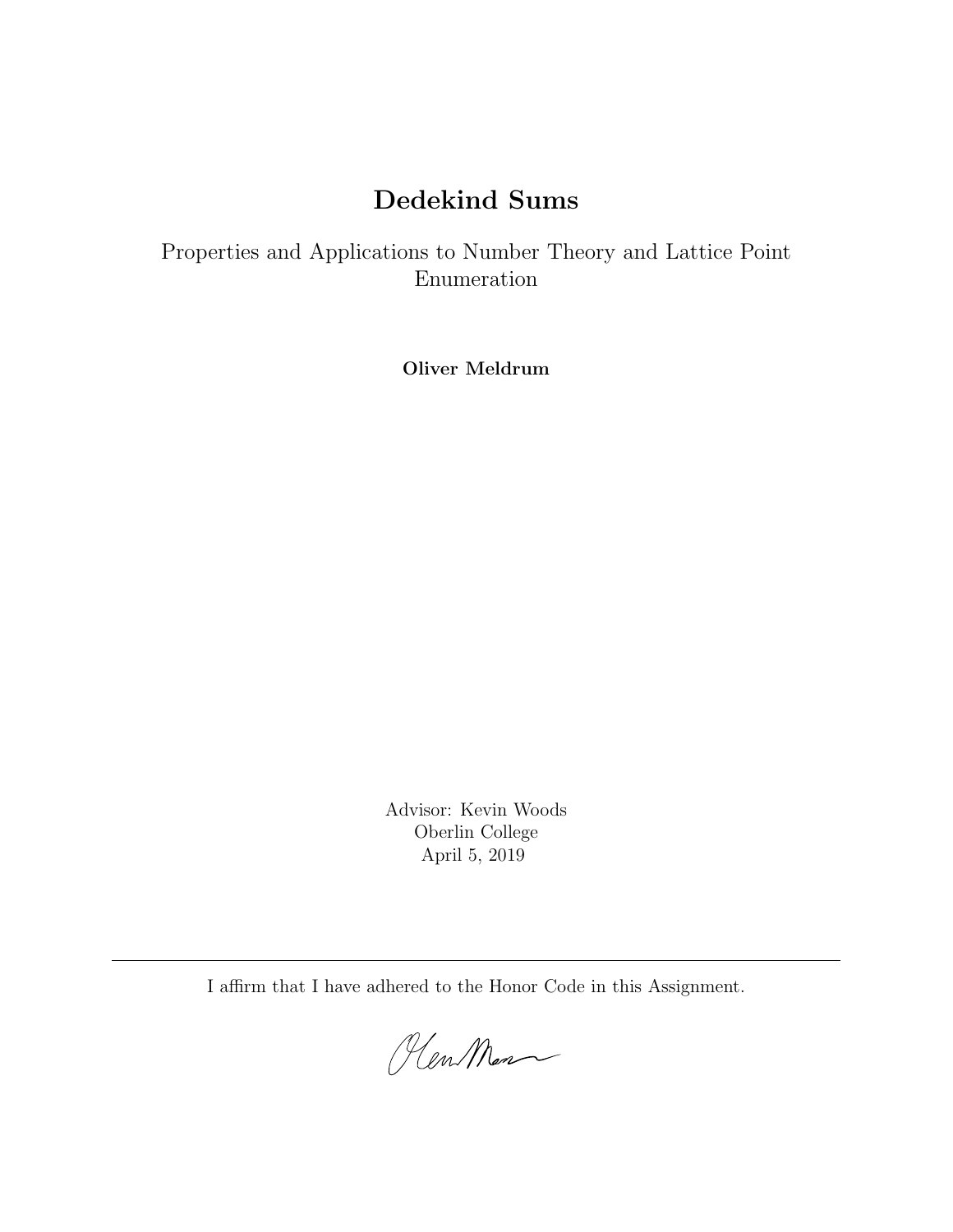# Dedekind Sums

Properties and Applications to Number Theory and Lattice Point Enumeration

**Oliver Meldrum**

Advisor: Kevin Woods
Oberlin College
April 5, 2019

---

I affirm that I have adhered to the Honor Code in this Assignment.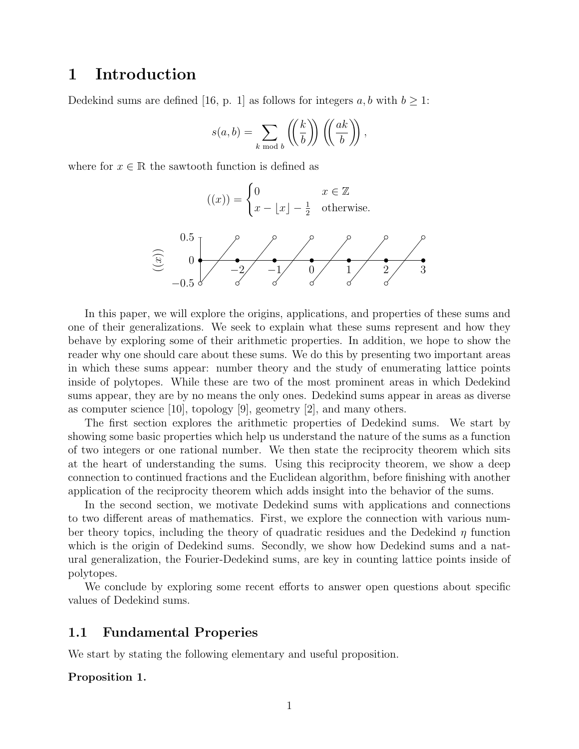# 1 Introduction

Dedekind sums are defined [16, p. 1] as follows for integers $a, b$ with $b \geq 1$:

$$s(a, b) = \sum_{k \bmod b} \left(\left(\frac{k}{b}\right)\right) \left(\left(\frac{ak}{b}\right)\right),$$

where for $x \in \mathbb{R}$ the sawtooth function is defined as

$$((x)) = \begin{cases} 0 & x \in \mathbb{Z} \\ x - \lfloor x \rfloor - \frac{1}{2} & \text{otherwise.} \end{cases}$$

In this paper, we will explore the origins, applications, and properties of these sums and one of their generalizations. We seek to explain what these sums represent and how they behave by exploring some of their arithmetic properties. In addition, we hope to show the reader why one should care about these sums. We do this by presenting two important areas in which these sums appear: number theory and the study of enumerating lattice points inside of polytopes. While these are two of the most prominent areas in which Dedekind sums appear, they are by no means the only ones. Dedekind sums appear in areas as diverse as computer science [10], topology [9], geometry [2], and many others.

The first section explores the arithmetic properties of Dedekind sums. We start by showing some basic properties which help us understand the nature of the sums as a function of two integers or one rational number. We then state the reciprocity theorem which sits at the heart of understanding the sums. Using this reciprocity theorem, we show a deep connection to continued fractions and the Euclidean algorithm, before finishing with another application of the reciprocity theorem which adds insight into the behavior of the sums.

In the second section, we motivate Dedekind sums with applications and connections to two different areas of mathematics. First, we explore the connection with various number theory topics, including the theory of quadratic residues and the Dedekind $\eta$ function which is the origin of Dedekind sums. Secondly, we show how Dedekind sums and a natural generalization, the Fourier-Dedekind sums, are key in counting lattice points inside of polytopes.

We conclude by exploring some recent efforts to answer open questions about specific values of Dedekind sums.

## 1.1 Fundamental Properies

We start by stating the following elementary and useful proposition.

**Proposition 1.**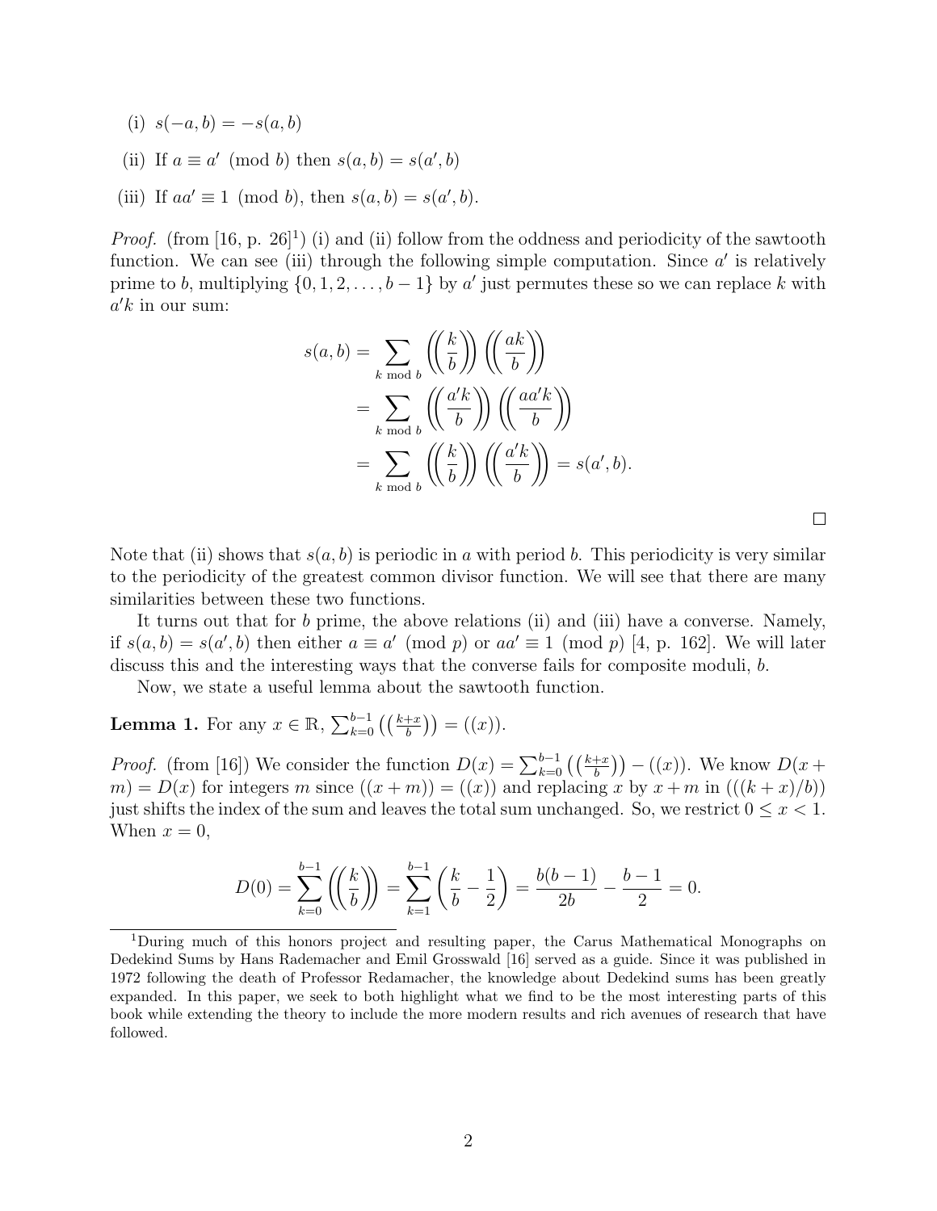(i) $s(-a,b) = -s(a,b)$

(ii) If $a \equiv a' \pmod{b}$ then $s(a,b) = s(a',b)$

(iii) If $aa' \equiv 1 \pmod{b}$, then $s(a,b) = s(a',b)$.

*Proof.* (from [16, p. 26][1]) (i) and (ii) follow from the oddness and periodicity of the sawtooth function. We can see (iii) through the following simple computation. Since $a'$ is relatively prime to $b$, multiplying $\{0, 1, 2, \ldots, b-1\}$ by $a'$ just permutes these so we can replace $k$ with $a'k$ in our sum:

$$\begin{aligned} s(a,b) &= \sum_{k \bmod b} \left(\left(\frac{k}{b}\right)\right)\left(\left(\frac{ak}{b}\right)\right) \\ &= \sum_{k \bmod b} \left(\left(\frac{a'k}{b}\right)\right)\left(\left(\frac{aa'k}{b}\right)\right) \\ &= \sum_{k \bmod b} \left(\left(\frac{k}{b}\right)\right)\left(\left(\frac{a'k}{b}\right)\right) = s(a',b). \end{aligned}$$

□

Note that (ii) shows that $s(a,b)$ is periodic in $a$ with period $b$. This periodicity is very similar to the periodicity of the greatest common divisor function. We will see that there are many similarities between these two functions.

It turns out that for $b$ prime, the above relations (ii) and (iii) have a converse. Namely, if $s(a,b) = s(a',b)$ then either $a \equiv a' \pmod{p}$ or $aa' \equiv 1 \pmod{p}$ [4, p. 162]. We will later discuss this and the interesting ways that the converse fails for composite moduli, $b$.

Now, we state a useful lemma about the sawtooth function.

**Lemma 1.** For any $x \in \mathbb{R}$, $\sum_{k=0}^{b-1} \left(\left(\frac{k+x}{b}\right)\right) = ((x))$.

*Proof.* (from [16]) We consider the function $D(x) = \sum_{k=0}^{b-1} \left(\left(\frac{k+x}{b}\right)\right) - ((x))$. We know $D(x+m) = D(x)$ for integers $m$ since $((x+m)) = ((x))$ and replacing $x$ by $x+m$ in $(((k+x)/b))$ just shifts the index of the sum and leaves the total sum unchanged. So, we restrict $0 \leq x < 1$. When $x = 0$,

$$D(0) = \sum_{k=0}^{b-1} \left(\left(\frac{k}{b}\right)\right) = \sum_{k=1}^{b-1} \left(\frac{k}{b} - \frac{1}{2}\right) = \frac{b(b-1)}{2b} - \frac{b-1}{2} = 0.$$

[1] During much of this honors project and resulting paper, the Carus Mathematical Monographs on Dedekind Sums by Hans Rademacher and Emil Grosswald [16] served as a guide. Since it was published in 1972 following the death of Professor Redamacher, the knowledge about Dedekind sums has been greatly expanded. In this paper, we seek to both highlight what we find to be the most interesting parts of this book while extending the theory to include the more modern results and rich avenues of research that have followed.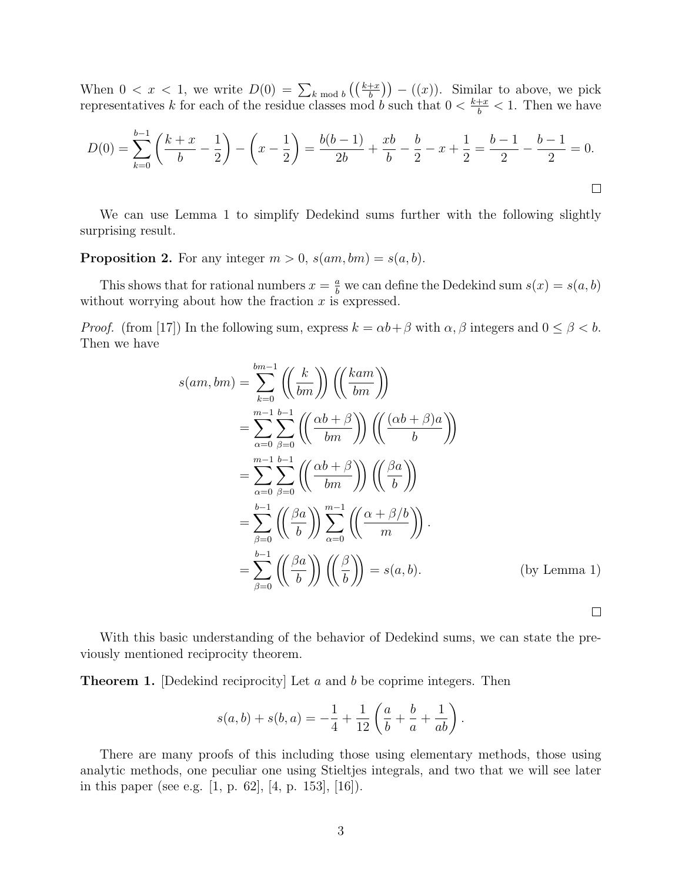When $0 < x < 1$, we write $D(0) = \sum_{k \bmod b} \left(\left(\frac{k+x}{b}\right)\right) - ((x))$. Similar to above, we pick representatives $k$ for each of the residue classes mod $b$ such that $0 < \frac{k+x}{b} < 1$. Then we have

$$D(0) = \sum_{k=0}^{b-1} \left( \frac{k+x}{b} - \frac{1}{2} \right) - \left( x - \frac{1}{2} \right) = \frac{b(b-1)}{2b} + \frac{xb}{b} - \frac{b}{2} - x + \frac{1}{2} = \frac{b-1}{2} - \frac{b-1}{2} = 0.$$

□

We can use Lemma 1 to simplify Dedekind sums further with the following slightly surprising result.

**Proposition 2.** For any integer $m > 0$, $s(am, bm) = s(a, b)$.

This shows that for rational numbers $x = \frac{a}{b}$ we can define the Dedekind sum $s(x) = s(a, b)$ without worrying about how the fraction $x$ is expressed.

*Proof.* (from [17]) In the following sum, express $k = \alpha b + \beta$ with $\alpha, \beta$ integers and $0 \leq \beta < b$. Then we have

$$\begin{aligned}
s(am, bm) &= \sum_{k=0}^{bm-1} \left(\left(\frac{k}{bm}\right)\right) \left(\left(\frac{kam}{bm}\right)\right) \\
&= \sum_{\alpha=0}^{m-1} \sum_{\beta=0}^{b-1} \left(\left(\frac{\alpha b + \beta}{bm}\right)\right) \left(\left(\frac{(\alpha b + \beta)a}{b}\right)\right) \\
&= \sum_{\alpha=0}^{m-1} \sum_{\beta=0}^{b-1} \left(\left(\frac{\alpha b + \beta}{bm}\right)\right) \left(\left(\frac{\beta a}{b}\right)\right) \\
&= \sum_{\beta=0}^{b-1} \left(\left(\frac{\beta a}{b}\right)\right) \sum_{\alpha=0}^{m-1} \left(\left(\frac{\alpha + \beta/b}{m}\right)\right). \\
&= \sum_{\beta=0}^{b-1} \left(\left(\frac{\beta a}{b}\right)\right) \left(\left(\frac{\beta}{b}\right)\right) = s(a, b). \qquad \text{(by Lemma 1)}
\end{aligned}$$

□

With this basic understanding of the behavior of Dedekind sums, we can state the previously mentioned reciprocity theorem.

**Theorem 1.** [Dedekind reciprocity] Let $a$ and $b$ be coprime integers. Then

$$s(a, b) + s(b, a) = -\frac{1}{4} + \frac{1}{12} \left( \frac{a}{b} + \frac{b}{a} + \frac{1}{ab} \right).$$

There are many proofs of this including those using elementary methods, those using analytic methods, one peculiar one using Stieltjes integrals, and two that we will see later in this paper (see e.g. [1, p. 62], [4, p. 153], [16]).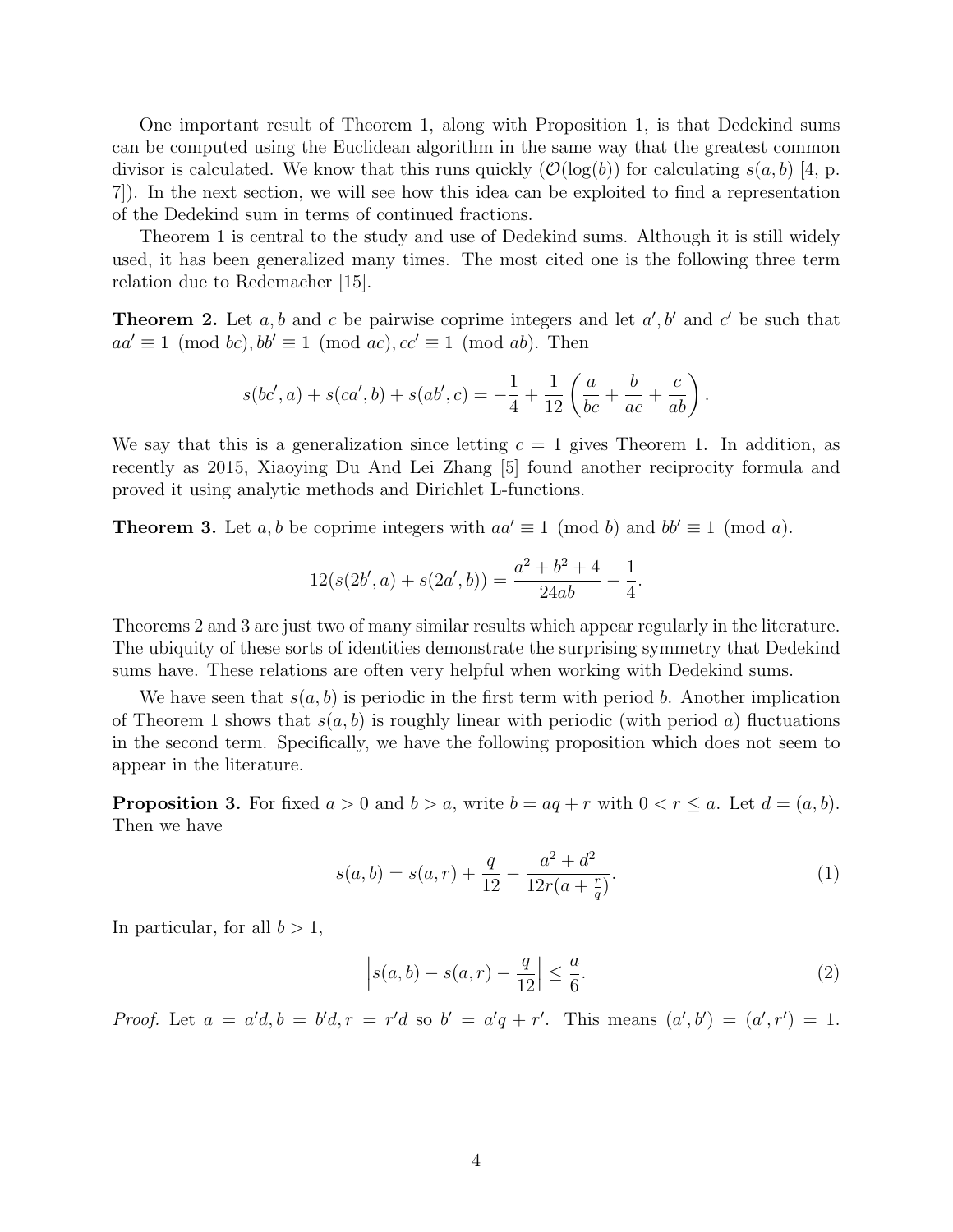One important result of Theorem 1, along with Proposition 1, is that Dedekind sums can be computed using the Euclidean algorithm in the same way that the greatest common divisor is calculated. We know that this runs quickly ($\mathcal{O}(\log(b))$ for calculating $s(a,b)$ [4, p. 7]). In the next section, we will see how this idea can be exploited to find a representation of the Dedekind sum in terms of continued fractions.

Theorem 1 is central to the study and use of Dedekind sums. Although it is still widely used, it has been generalized many times. The most cited one is the following three term relation due to Redemacher [15].

**Theorem 2.** Let $a, b$ and $c$ be pairwise coprime integers and let $a', b'$ and $c'$ be such that $aa' \equiv 1 \pmod{bc}, bb' \equiv 1 \pmod{ac}, cc' \equiv 1 \pmod{ab}$. Then

$$s(bc', a) + s(ca', b) + s(ab', c) = -\frac{1}{4} + \frac{1}{12}\left(\frac{a}{bc} + \frac{b}{ac} + \frac{c}{ab}\right).$$

We say that this is a generalization since letting $c = 1$ gives Theorem 1. In addition, as recently as 2015, Xiaoying Du And Lei Zhang [5] found another reciprocity formula and proved it using analytic methods and Dirichlet L-functions.

**Theorem 3.** Let $a, b$ be coprime integers with $aa' \equiv 1 \pmod{b}$ and $bb' \equiv 1 \pmod{a}$.

$$12(s(2b', a) + s(2a', b)) = \frac{a^2 + b^2 + 4}{24ab} - \frac{1}{4}.$$

Theorems 2 and 3 are just two of many similar results which appear regularly in the literature. The ubiquity of these sorts of identities demonstrate the surprising symmetry that Dedekind sums have. These relations are often very helpful when working with Dedekind sums.

We have seen that $s(a,b)$ is periodic in the first term with period $b$. Another implication of Theorem 1 shows that $s(a,b)$ is roughly linear with periodic (with period $a$) fluctuations in the second term. Specifically, we have the following proposition which does not seem to appear in the literature.

**Proposition 3.** For fixed $a > 0$ and $b > a$, write $b = aq + r$ with $0 < r \leq a$. Let $d = (a, b)$. Then we have

$$s(a, b) = s(a, r) + \frac{q}{12} - \frac{a^2 + d^2}{12r(a + \frac{r}{q})}. \tag{1}$$

In particular, for all $b > 1$,

$$\left| s(a, b) - s(a, r) - \frac{q}{12} \right| \leq \frac{a}{6}. \tag{2}$$

*Proof.* Let $a = a'd, b = b'd, r = r'd$ so $b' = a'q + r'$. This means $(a', b') = (a', r') = 1$.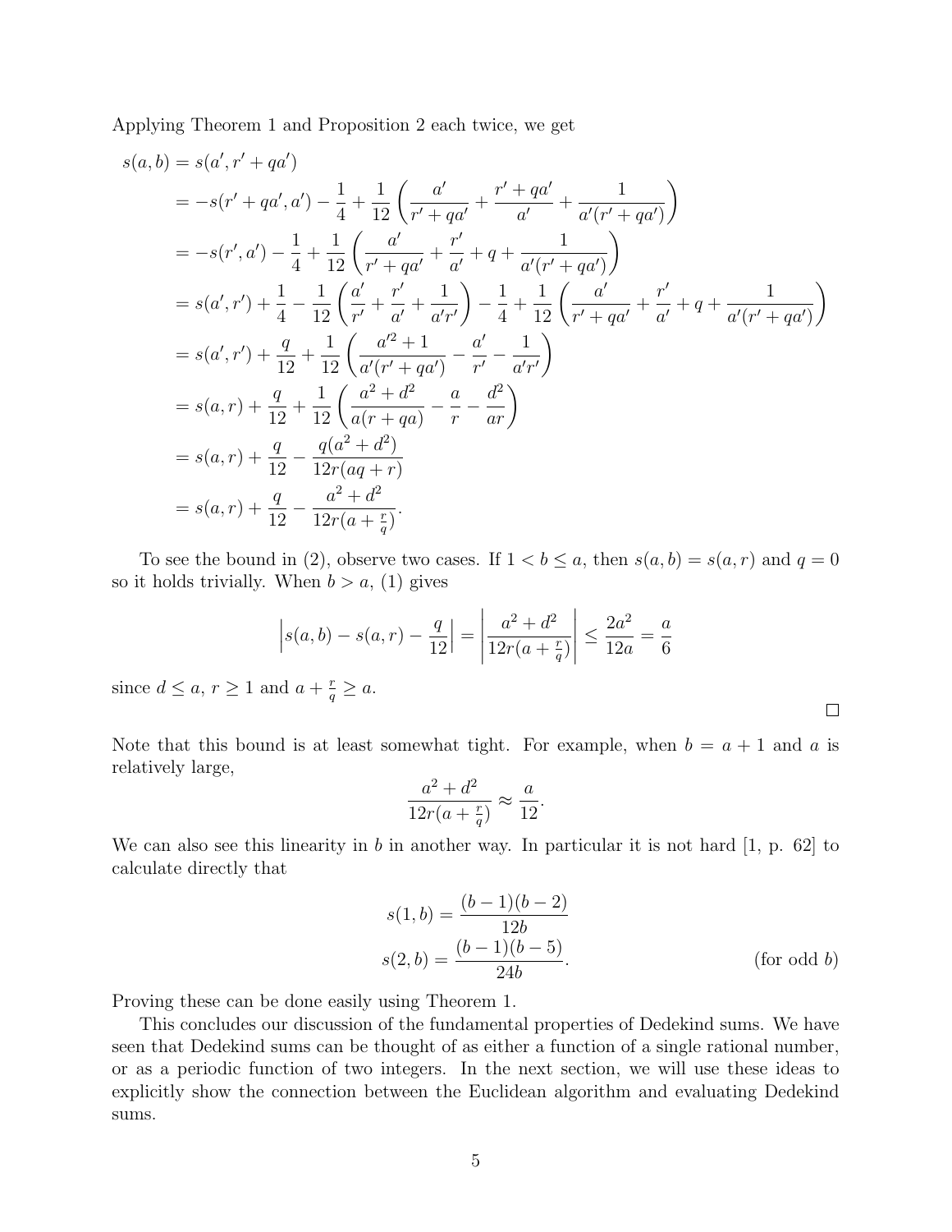Applying Theorem 1 and Proposition 2 each twice, we get

$$
\begin{aligned}
s(a,b) &= s(a', r' + qa') \\
&= -s(r' + qa', a') - \frac{1}{4} + \frac{1}{12}\left(\frac{a'}{r' + qa'} + \frac{r' + qa'}{a'} + \frac{1}{a'(r' + qa')}\right) \\
&= -s(r', a') - \frac{1}{4} + \frac{1}{12}\left(\frac{a'}{r' + qa'} + \frac{r'}{a'} + q + \frac{1}{a'(r' + qa')}\right) \\
&= s(a', r') + \frac{1}{4} - \frac{1}{12}\left(\frac{a'}{r'} + \frac{r'}{a'} + \frac{1}{a'r'}\right) - \frac{1}{4} + \frac{1}{12}\left(\frac{a'}{r' + qa'} + \frac{r'}{a'} + q + \frac{1}{a'(r' + qa')}\right) \\
&= s(a', r') + \frac{q}{12} + \frac{1}{12}\left(\frac{a'^2 + 1}{a'(r' + qa')} - \frac{a'}{r'} - \frac{1}{a'r'}\right) \\
&= s(a, r) + \frac{q}{12} + \frac{1}{12}\left(\frac{a^2 + d^2}{a(r + qa)} - \frac{a}{r} - \frac{d^2}{ar}\right) \\
&= s(a, r) + \frac{q}{12} - \frac{q(a^2 + d^2)}{12r(aq + r)} \\
&= s(a, r) + \frac{q}{12} - \frac{a^2 + d^2}{12r(a + \frac{r}{q})}.
\end{aligned}
$$

To see the bound in (2), observe two cases. If $1 < b \leq a$, then $s(a,b) = s(a,r)$ and $q = 0$ so it holds trivially. When $b > a$, (1) gives

$$
\left| s(a,b) - s(a,r) - \frac{q}{12} \right| = \left| \frac{a^2 + d^2}{12r(a + \frac{r}{q})} \right| \leq \frac{2a^2}{12a} = \frac{a}{6}
$$

since $d \leq a$, $r \geq 1$ and $a + \frac{r}{q} \geq a$.

□

Note that this bound is at least somewhat tight. For example, when $b = a + 1$ and $a$ is relatively large,

$$
\frac{a^2 + d^2}{12r(a + \frac{r}{q})} \approx \frac{a}{12}.
$$

We can also see this linearity in $b$ in another way. In particular it is not hard [1, p. 62] to calculate directly that

$$
\begin{aligned}
s(1,b) &= \frac{(b-1)(b-2)}{12b} \\
s(2,b) &= \frac{(b-1)(b-5)}{24b}. \qquad \text{(for odd } b\text{)}
\end{aligned}
$$

Proving these can be done easily using Theorem 1.

This concludes our discussion of the fundamental properties of Dedekind sums. We have seen that Dedekind sums can be thought of as either a function of a single rational number, or as a periodic function of two integers. In the next section, we will use these ideas to explicitly show the connection between the Euclidean algorithm and evaluating Dedekind sums.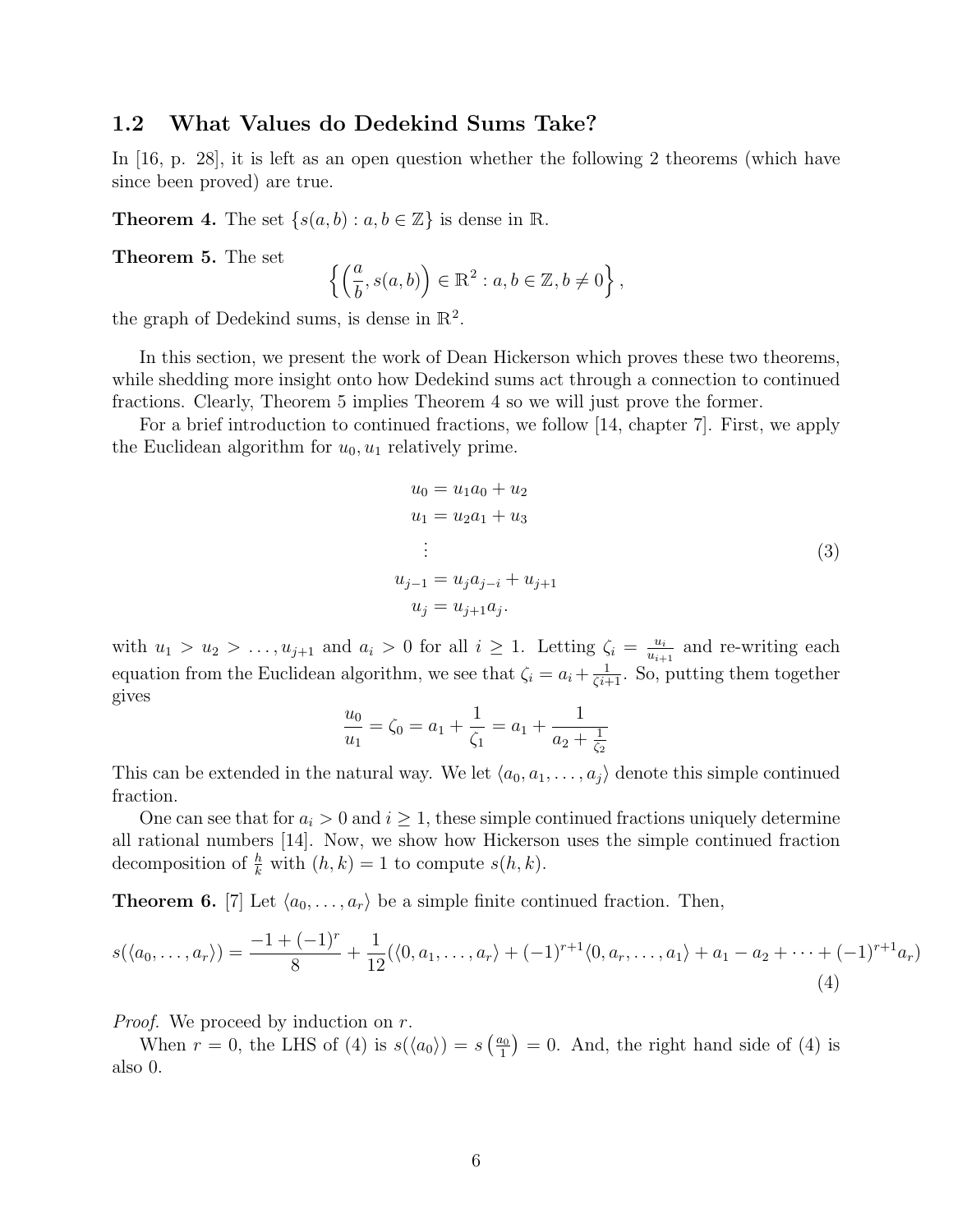## 1.2 What Values do Dedekind Sums Take?

In [16, p. 28], it is left as an open question whether the following 2 theorems (which have since been proved) are true.

**Theorem 4.** The set $\{s(a, b) : a, b \in \mathbb{Z}\}$ is dense in $\mathbb{R}$.

**Theorem 5.** The set

$$\left\{ \left( \frac{a}{b}, s(a, b) \right) \in \mathbb{R}^2 : a, b \in \mathbb{Z}, b \neq 0 \right\},$$

the graph of Dedekind sums, is dense in $\mathbb{R}^2$.

In this section, we present the work of Dean Hickerson which proves these two theorems, while shedding more insight onto how Dedekind sums act through a connection to continued fractions. Clearly, Theorem 5 implies Theorem 4 so we will just prove the former.

For a brief introduction to continued fractions, we follow [14, chapter 7]. First, we apply the Euclidean algorithm for $u_0, u_1$ relatively prime.

$$\begin{aligned} u_0 &= u_1 a_0 + u_2 \\ u_1 &= u_2 a_1 + u_3 \\ &\vdots \\ u_{j-1} &= u_j a_{j-i} + u_{j+1} \\ u_j &= u_{j+1} a_j. \end{aligned} \tag{3}$$

with $u_1 > u_2 > \ldots, u_{j+1}$ and $a_i > 0$ for all $i \geq 1$. Letting $\zeta_i = \frac{u_i}{u_{i+1}}$ and re-writing each equation from the Euclidean algorithm, we see that $\zeta_i = a_i + \frac{1}{\zeta_{i+1}}$. So, putting them together gives

$$\frac{u_0}{u_1} = \zeta_0 = a_1 + \frac{1}{\zeta_1} = a_1 + \frac{1}{a_2 + \frac{1}{\zeta_2}}$$

This can be extended in the natural way. We let $\langle a_0, a_1, \ldots, a_j \rangle$ denote this simple continued fraction.

One can see that for $a_i > 0$ and $i \geq 1$, these simple continued fractions uniquely determine all rational numbers [14]. Now, we show how Hickerson uses the simple continued fraction decomposition of $\frac{h}{k}$ with $(h, k) = 1$ to compute $s(h, k)$.

**Theorem 6.** [7] Let $\langle a_0, \ldots, a_r \rangle$ be a simple finite continued fraction. Then,

$$s(\langle a_0, \ldots, a_r \rangle) = \frac{-1 + (-1)^r}{8} + \frac{1}{12}(\langle 0, a_1, \ldots, a_r \rangle + (-1)^{r+1} \langle 0, a_r, \ldots, a_1 \rangle + a_1 - a_2 + \cdots + (-1)^{r+1} a_r) \tag{4}$$

*Proof.* We proceed by induction on $r$.

When $r = 0$, the LHS of (4) is $s(\langle a_0 \rangle) = s\left(\frac{a_0}{1}\right) = 0$. And, the right hand side of (4) is also 0.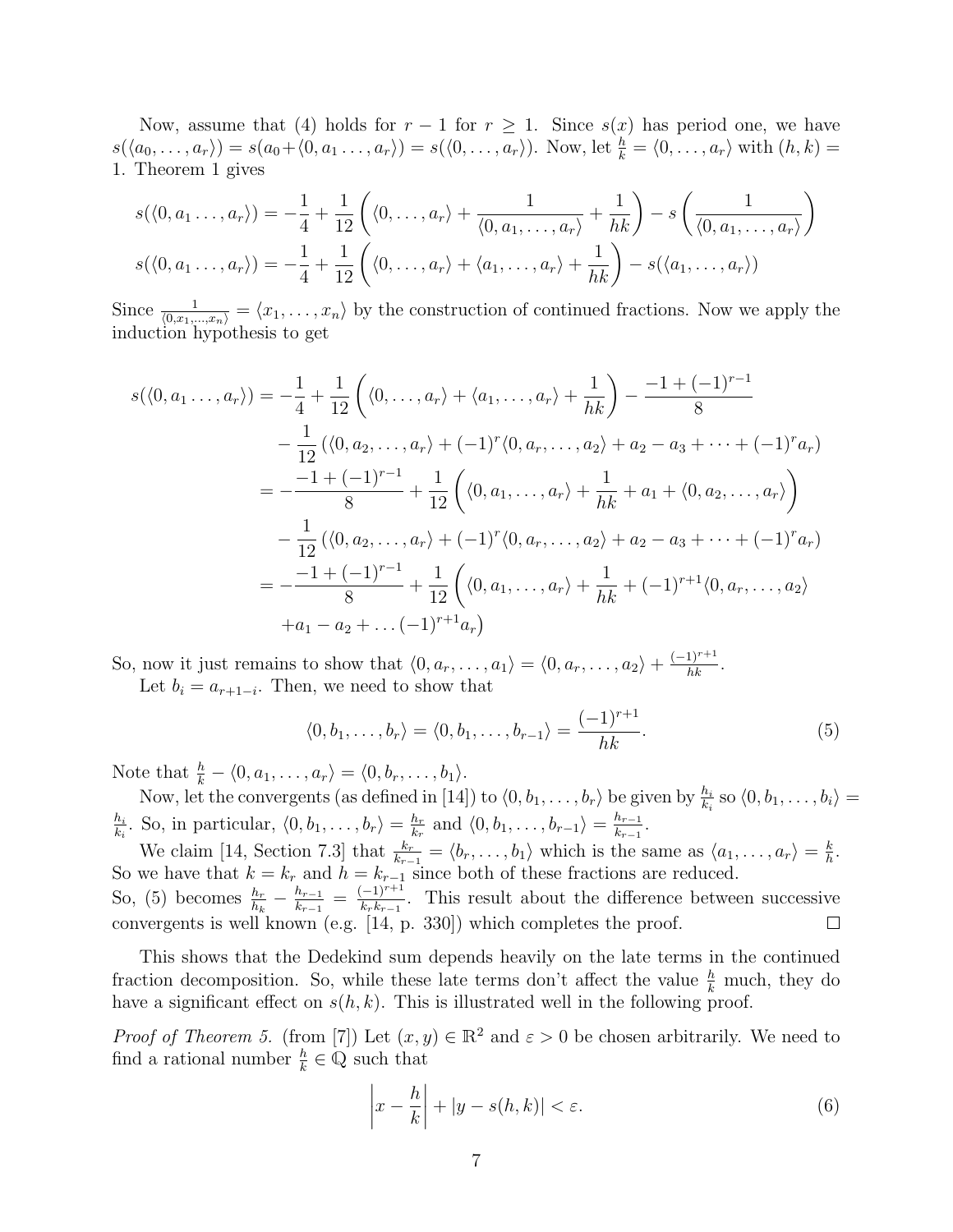Now, assume that (4) holds for $r-1$ for $r \geq 1$. Since $s(x)$ has period one, we have $s(\langle a_0, \ldots, a_r \rangle) = s(a_0 + \langle 0, a_1 \ldots, a_r \rangle) = s(\langle 0, \ldots, a_r \rangle)$. Now, let $\frac{h}{k} = \langle 0, \ldots, a_r \rangle$ with $(h,k) = 1$. Theorem 1 gives

$$s(\langle 0, a_1 \ldots, a_r \rangle) = -\frac{1}{4} + \frac{1}{12}\left(\langle 0, \ldots, a_r \rangle + \frac{1}{\langle 0, a_1, \ldots, a_r \rangle} + \frac{1}{hk}\right) - s\left(\frac{1}{\langle 0, a_1, \ldots, a_r \rangle}\right)$$

$$s(\langle 0, a_1 \ldots, a_r \rangle) = -\frac{1}{4} + \frac{1}{12}\left(\langle 0, \ldots, a_r \rangle + \langle a_1, \ldots, a_r \rangle + \frac{1}{hk}\right) - s(\langle a_1, \ldots, a_r \rangle)$$

Since $\frac{1}{\langle 0, x_1, \ldots, x_n \rangle} = \langle x_1, \ldots, x_n \rangle$ by the construction of continued fractions. Now we apply the induction hypothesis to get

$$\begin{aligned}
s(\langle 0, a_1 \ldots, a_r \rangle) &= -\frac{1}{4} + \frac{1}{12}\left(\langle 0, \ldots, a_r \rangle + \langle a_1, \ldots, a_r \rangle + \frac{1}{hk}\right) - \frac{-1 + (-1)^{r-1}}{8} \\
&\quad - \frac{1}{12}\left(\langle 0, a_2, \ldots, a_r \rangle + (-1)^r \langle 0, a_r, \ldots, a_2 \rangle + a_2 - a_3 + \cdots + (-1)^r a_r\right) \\
&= -\frac{-1 + (-1)^{r-1}}{8} + \frac{1}{12}\left(\langle 0, a_1, \ldots, a_r \rangle + \frac{1}{hk} + a_1 + \langle 0, a_2, \ldots, a_r \rangle\right) \\
&\quad - \frac{1}{12}\left(\langle 0, a_2, \ldots, a_r \rangle + (-1)^r \langle 0, a_r, \ldots, a_2 \rangle + a_2 - a_3 + \cdots + (-1)^r a_r\right) \\
&= -\frac{-1 + (-1)^{r-1}}{8} + \frac{1}{12}\bigg(\langle 0, a_1, \ldots, a_r \rangle + \frac{1}{hk} + (-1)^{r+1} \langle 0, a_r, \ldots, a_2 \rangle \\
&\quad + a_1 - a_2 + \ldots (-1)^{r+1} a_r\bigg)
\end{aligned}$$

So, now it just remains to show that $\langle 0, a_r, \ldots, a_1 \rangle = \langle 0, a_r, \ldots, a_2 \rangle + \frac{(-1)^{r+1}}{hk}$.

Let $b_i = a_{r+1-i}$. Then, we need to show that

$$\langle 0, b_1, \ldots, b_r \rangle = \langle 0, b_1, \ldots, b_{r-1} \rangle = \frac{(-1)^{r+1}}{hk}. \tag{5}$$

Note that $\frac{h}{k} - \langle 0, a_1, \ldots, a_r \rangle = \langle 0, b_r, \ldots, b_1 \rangle$.

Now, let the convergents (as defined in [14]) to $\langle 0, b_1, \ldots, b_r \rangle$ be given by $\frac{h_i}{k_i}$ so $\langle 0, b_1, \ldots, b_i \rangle = \frac{h_i}{k_i}$. So, in particular, $\langle 0, b_1, \ldots, b_r \rangle = \frac{h_r}{k_r}$ and $\langle 0, b_1, \ldots, b_{r-1} \rangle = \frac{h_{r-1}}{k_{r-1}}$.

We claim [14, Section 7.3] that $\frac{k_r}{k_{r-1}} = \langle b_r, \ldots, b_1 \rangle$ which is the same as $\langle a_1, \ldots, a_r \rangle = \frac{k}{h}$. So we have that $k = k_r$ and $h = k_{r-1}$ since both of these fractions are reduced.

So, (5) becomes $\frac{h_r}{h_k} - \frac{h_{r-1}}{k_{r-1}} = \frac{(-1)^{r+1}}{k_r k_{r-1}}$. This result about the difference between successive convergents is well known (e.g. [14, p. 330]) which completes the proof. □

This shows that the Dedekind sum depends heavily on the late terms in the continued fraction decomposition. So, while these late terms don't affect the value $\frac{h}{k}$ much, they do have a significant effect on $s(h,k)$. This is illustrated well in the following proof.

*Proof of Theorem 5.* (from [7]) Let $(x, y) \in \mathbb{R}^2$ and $\varepsilon > 0$ be chosen arbitrarily. We need to find a rational number $\frac{h}{k} \in \mathbb{Q}$ such that

$$\left|x - \frac{h}{k}\right| + |y - s(h,k)| < \varepsilon. \tag{6}$$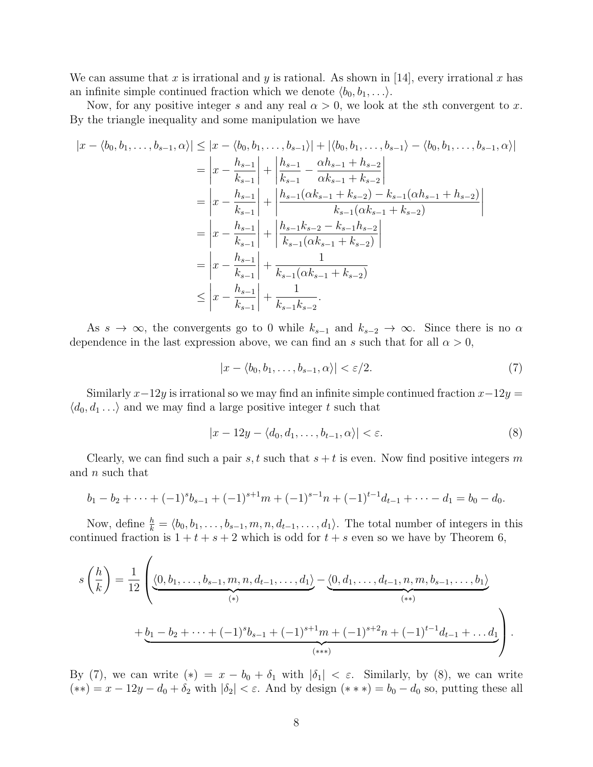We can assume that $x$ is irrational and $y$ is rational. As shown in [14], every irrational $x$ has an infinite simple continued fraction which we denote $\langle b_0, b_1, \ldots \rangle$.

Now, for any positive integer $s$ and any real $\alpha > 0$, we look at the $s$th convergent to $x$. By the triangle inequality and some manipulation we have

$$\begin{aligned}
|x - \langle b_0, b_1, \ldots, b_{s-1}, \alpha\rangle| &\le |x - \langle b_0, b_1, \ldots, b_{s-1}\rangle| + |\langle b_0, b_1, \ldots, b_{s-1}\rangle - \langle b_0, b_1, \ldots, b_{s-1}, \alpha\rangle| \\
&= \left| x - \frac{h_{s-1}}{k_{s-1}} \right| + \left| \frac{h_{s-1}}{k_{s-1}} - \frac{\alpha h_{s-1} + h_{s-2}}{\alpha k_{s-1} + k_{s-2}} \right| \\
&= \left| x - \frac{h_{s-1}}{k_{s-1}} \right| + \left| \frac{h_{s-1}(\alpha k_{s-1} + k_{s-2}) - k_{s-1}(\alpha h_{s-1} + h_{s-2})}{k_{s-1}(\alpha k_{s-1} + k_{s-2})} \right| \\
&= \left| x - \frac{h_{s-1}}{k_{s-1}} \right| + \left| \frac{h_{s-1}k_{s-2} - k_{s-1}h_{s-2}}{k_{s-1}(\alpha k_{s-1} + k_{s-2})} \right| \\
&= \left| x - \frac{h_{s-1}}{k_{s-1}} \right| + \frac{1}{k_{s-1}(\alpha k_{s-1} + k_{s-2})} \\
&\le \left| x - \frac{h_{s-1}}{k_{s-1}} \right| + \frac{1}{k_{s-1}k_{s-2}}.
\end{aligned}$$

As $s \to \infty$, the convergents go to 0 while $k_{s-1}$ and $k_{s-2} \to \infty$. Since there is no $\alpha$ dependence in the last expression above, we can find an $s$ such that for all $\alpha > 0$,

$$|x - \langle b_0, b_1, \ldots, b_{s-1}, \alpha\rangle| < \varepsilon/2. \tag{7}$$

Similarly $x-12y$ is irrational so we may find an infinite simple continued fraction $x-12y = \langle d_0, d_1 \ldots \rangle$ and we may find a large positive integer $t$ such that

$$|x - 12y - \langle d_0, d_1, \ldots, b_{t-1}, \alpha\rangle| < \varepsilon. \tag{8}$$

Clearly, we can find such a pair $s, t$ such that $s+t$ is even. Now find positive integers $m$ and $n$ such that

$$b_1 - b_2 + \cdots + (-1)^s b_{s-1} + (-1)^{s+1} m + (-1)^{s-1} n + (-1)^{t-1} d_{t-1} + \cdots - d_1 = b_0 - d_0.$$

Now, define $\frac{h}{k} = \langle b_0, b_1, \ldots, b_{s-1}, m, n, d_{t-1}, \ldots, d_1\rangle$. The total number of integers in this continued fraction is $1+t+s+2$ which is odd for $t+s$ even so we have by Theorem 6,

$$s\left(\frac{h}{k}\right) = \frac{1}{12}\Bigg( \underbrace{\langle 0, b_1, \ldots, b_{s-1}, m, n, d_{t-1}, \ldots, d_1\rangle}_{(*)} - \underbrace{\langle 0, d_1, \ldots, d_{t-1}, n, m, b_{s-1}, \ldots, b_1\rangle}_{(**)}$$
$$+ \underbrace{b_1 - b_2 + \cdots + (-1)^s b_{s-1} + (-1)^{s+1} m + (-1)^{s+2} n + (-1)^{t-1} d_{t-1} + \ldots d_1}_{(***)} \Bigg).$$

By (7), we can write $(*) = x - b_0 + \delta_1$ with $|\delta_1| < \varepsilon$. Similarly, by (8), we can write $(**) = x - 12y - d_0 + \delta_2$ with $|\delta_2| < \varepsilon$. And by design $(***) = b_0 - d_0$ so, putting these all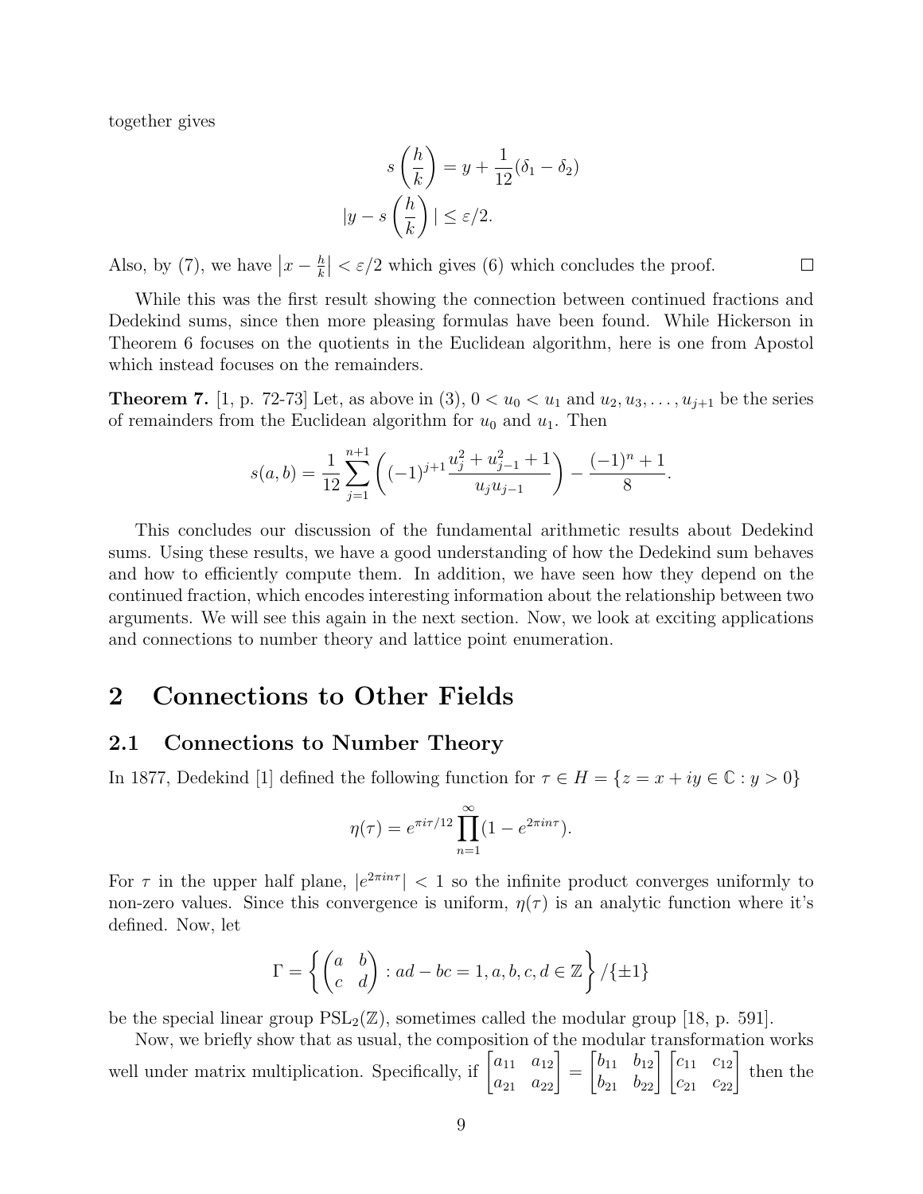together gives

$$s\left(\frac{h}{k}\right) = y + \frac{1}{12}(\delta_1 - \delta_2)$$
$$|y - s\left(\frac{h}{k}\right)| \leq \varepsilon/2.$$

Also, by (7), we have $\left|x - \frac{h}{k}\right| < \varepsilon/2$ which gives (6) which concludes the proof. □

While this was the first result showing the connection between continued fractions and Dedekind sums, since then more pleasing formulas have been found. While Hickerson in Theorem 6 focuses on the quotients in the Euclidean algorithm, here is one from Apostol which instead focuses on the remainders.

**Theorem 7.** [1, p. 72-73] Let, as above in (3), $0 < u_0 < u_1$ and $u_2, u_3, \ldots, u_{j+1}$ be the series of remainders from the Euclidean algorithm for $u_0$ and $u_1$. Then

$$s(a, b) = \frac{1}{12}\sum_{j=1}^{n+1}\left((-1)^{j+1}\frac{u_j^2 + u_{j-1}^2 + 1}{u_j u_{j-1}}\right) - \frac{(-1)^n + 1}{8}.$$

This concludes our discussion of the fundamental arithmetic results about Dedekind sums. Using these results, we have a good understanding of how the Dedekind sum behaves and how to efficiently compute them. In addition, we have seen how they depend on the continued fraction, which encodes interesting information about the relationship between two arguments. We will see this again in the next section. Now, we look at exciting applications and connections to number theory and lattice point enumeration.

# 2 Connections to Other Fields

## 2.1 Connections to Number Theory

In 1877, Dedekind [1] defined the following function for $\tau \in H = \{z = x + iy \in \mathbb{C} : y > 0\}$

$$\eta(\tau) = e^{\pi i\tau/12}\prod_{n=1}^{\infty}(1 - e^{2\pi i n\tau}).$$

For $\tau$ in the upper half plane, $|e^{2\pi i n\tau}| < 1$ so the infinite product converges uniformly to non-zero values. Since this convergence is uniform, $\eta(\tau)$ is an analytic function where it's defined. Now, let

$$\Gamma = \left\{\begin{pmatrix} a & b \\ c & d \end{pmatrix} : ad - bc = 1, a, b, c, d \in \mathbb{Z}\right\} / \{\pm 1\}$$

be the special linear group $\mathrm{PSL}_2(\mathbb{Z})$, sometimes called the modular group [18, p. 591].

Now, we briefly show that as usual, the composition of the modular transformation works well under matrix multiplication. Specifically, if $\begin{bmatrix} a_{11} & a_{12} \\ a_{21} & a_{22} \end{bmatrix} = \begin{bmatrix} b_{11} & b_{12} \\ b_{21} & b_{22} \end{bmatrix}\begin{bmatrix} c_{11} & c_{12} \\ c_{21} & c_{22} \end{bmatrix}$ then the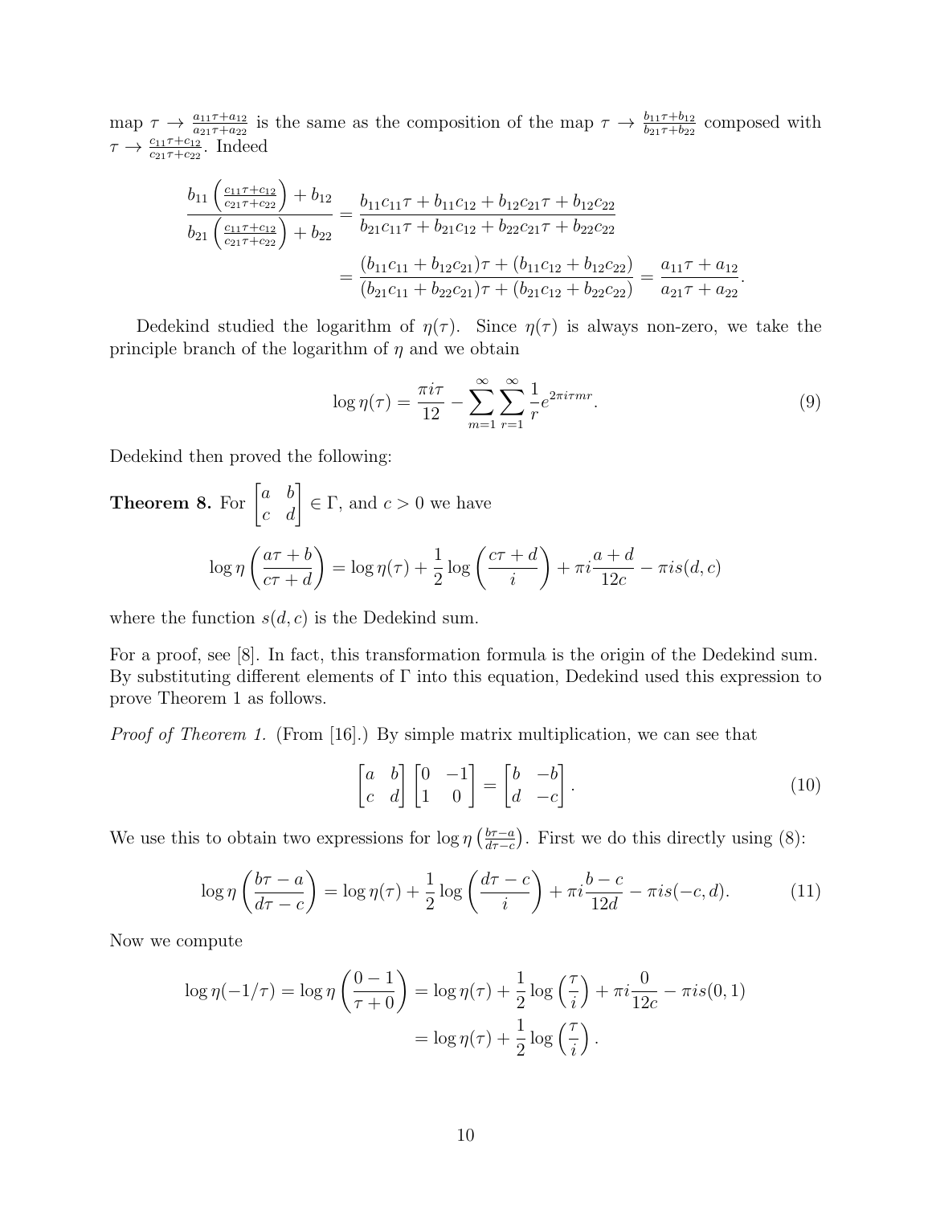map $\tau \to \frac{a_{11}\tau + a_{12}}{a_{21}\tau + a_{22}}$ is the same as the composition of the map $\tau \to \frac{b_{11}\tau + b_{12}}{b_{21}\tau + b_{22}}$ composed with $\tau \to \frac{c_{11}\tau + c_{12}}{c_{21}\tau + c_{22}}$. Indeed

$$\begin{aligned}
\frac{b_{11}\left(\frac{c_{11}\tau + c_{12}}{c_{21}\tau + c_{22}}\right) + b_{12}}{b_{21}\left(\frac{c_{11}\tau + c_{12}}{c_{21}\tau + c_{22}}\right) + b_{22}} &= \frac{b_{11}c_{11}\tau + b_{11}c_{12} + b_{12}c_{21}\tau + b_{12}c_{22}}{b_{21}c_{11}\tau + b_{21}c_{12} + b_{22}c_{21}\tau + b_{22}c_{22}} \\
&= \frac{(b_{11}c_{11} + b_{12}c_{21})\tau + (b_{11}c_{12} + b_{12}c_{22})}{(b_{21}c_{11} + b_{22}c_{21})\tau + (b_{21}c_{12} + b_{22}c_{22})} = \frac{a_{11}\tau + a_{12}}{a_{21}\tau + a_{22}}.
\end{aligned}$$

Dedekind studied the logarithm of $\eta(\tau)$. Since $\eta(\tau)$ is always non-zero, we take the principle branch of the logarithm of $\eta$ and we obtain

$$\log \eta(\tau) = \frac{\pi i \tau}{12} - \sum_{m=1}^{\infty}\sum_{r=1}^{\infty} \frac{1}{r} e^{2\pi i \tau m r}. \tag{9}$$

Dedekind then proved the following:

**Theorem 8.** For $\begin{bmatrix} a & b \\ c & d \end{bmatrix} \in \Gamma$, and $c > 0$ we have

$$\log \eta\left(\frac{a\tau + b}{c\tau + d}\right) = \log \eta(\tau) + \frac{1}{2}\log\left(\frac{c\tau + d}{i}\right) + \pi i \frac{a + d}{12c} - \pi i s(d, c)$$

where the function $s(d, c)$ is the Dedekind sum.

For a proof, see [8]. In fact, this transformation formula is the origin of the Dedekind sum. By substituting different elements of $\Gamma$ into this equation, Dedekind used this expression to prove Theorem 1 as follows.

*Proof of Theorem 1.* (From [16].) By simple matrix multiplication, we can see that

$$\begin{bmatrix} a & b \\ c & d \end{bmatrix}\begin{bmatrix} 0 & -1 \\ 1 & 0 \end{bmatrix} = \begin{bmatrix} b & -b \\ d & -c \end{bmatrix}. \tag{10}$$

We use this to obtain two expressions for $\log \eta\left(\frac{b\tau - a}{d\tau - c}\right)$. First we do this directly using (8):

$$\log \eta\left(\frac{b\tau - a}{d\tau - c}\right) = \log \eta(\tau) + \frac{1}{2}\log\left(\frac{d\tau - c}{i}\right) + \pi i \frac{b - c}{12d} - \pi i s(-c, d). \tag{11}$$

Now we compute

$$\begin{aligned}
\log \eta(-1/\tau) = \log \eta\left(\frac{0 - 1}{\tau + 0}\right) &= \log \eta(\tau) + \frac{1}{2}\log\left(\frac{\tau}{i}\right) + \pi i \frac{0}{12c} - \pi i s(0, 1) \\
&= \log \eta(\tau) + \frac{1}{2}\log\left(\frac{\tau}{i}\right).
\end{aligned}$$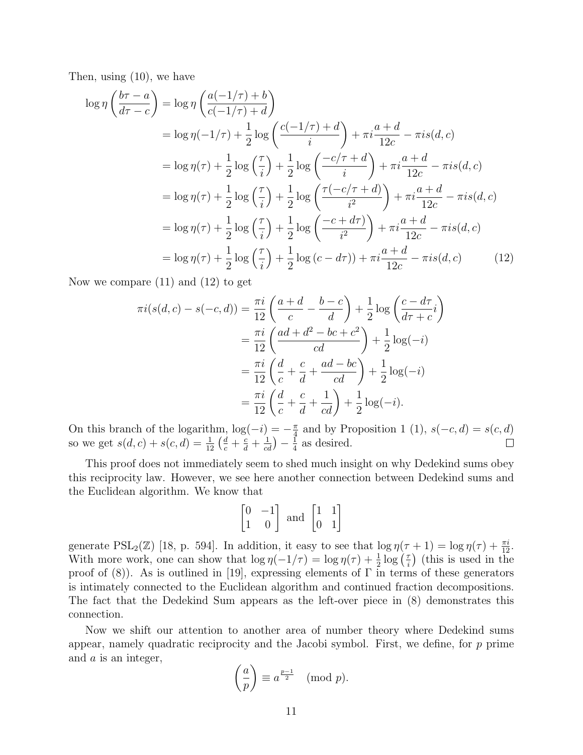Then, using (10), we have

$$
\begin{aligned}
\log \eta\left(\frac{b\tau - a}{d\tau - c}\right) &= \log \eta\left(\frac{a(-1/\tau)+b}{c(-1/\tau)+d}\right) \\
&= \log \eta(-1/\tau) + \frac{1}{2}\log\left(\frac{c(-1/\tau)+d}{i}\right) + \pi i \frac{a+d}{12c} - \pi i s(d,c) \\
&= \log \eta(\tau) + \frac{1}{2}\log\left(\frac{\tau}{i}\right) + \frac{1}{2}\log\left(\frac{-c/\tau + d}{i}\right) + \pi i \frac{a+d}{12c} - \pi i s(d,c) \\
&= \log \eta(\tau) + \frac{1}{2}\log\left(\frac{\tau}{i}\right) + \frac{1}{2}\log\left(\frac{\tau(-c/\tau + d)}{i^2}\right) + \pi i \frac{a+d}{12c} - \pi i s(d,c) \\
&= \log \eta(\tau) + \frac{1}{2}\log\left(\frac{\tau}{i}\right) + \frac{1}{2}\log\left(\frac{-c + d\tau)}{i^2}\right) + \pi i \frac{a+d}{12c} - \pi i s(d,c) \\
&= \log \eta(\tau) + \frac{1}{2}\log\left(\frac{\tau}{i}\right) + \frac{1}{2}\log\left(c - d\tau)\right) + \pi i \frac{a+d}{12c} - \pi i s(d,c) \qquad (12)
\end{aligned}
$$

Now we compare (11) and (12) to get

$$
\begin{aligned}
\pi i (s(d,c) - s(-c,d)) &= \frac{\pi i}{12}\left(\frac{a+d}{c} - \frac{b-c}{d}\right) + \frac{1}{2}\log\left(\frac{c - d\tau}{d\tau + c} i\right) \\
&= \frac{\pi i}{12}\left(\frac{ad + d^2 - bc + c^2}{cd}\right) + \frac{1}{2}\log(-i) \\
&= \frac{\pi i}{12}\left(\frac{d}{c} + \frac{c}{d} + \frac{ad - bc}{cd}\right) + \frac{1}{2}\log(-i) \\
&= \frac{\pi i}{12}\left(\frac{d}{c} + \frac{c}{d} + \frac{1}{cd}\right) + \frac{1}{2}\log(-i).
\end{aligned}
$$

On this branch of the logarithm, $\log(-i) = -\frac{\pi}{4}$ and by Proposition 1 (1), $s(-c,d) = s(c,d)$ so we get $s(d,c) + s(c,d) = \frac{1}{12}\left(\frac{d}{c} + \frac{c}{d} + \frac{1}{cd}\right) - \frac{1}{4}$ as desired. ∎

This proof does not immediately seem to shed much insight on why Dedekind sums obey this reciprocity law. However, we see here another connection between Dedekind sums and the Euclidean algorithm. We know that

$$
\begin{bmatrix} 0 & -1 \\ 1 & 0 \end{bmatrix} \text{ and } \begin{bmatrix} 1 & 1 \\ 0 & 1 \end{bmatrix}
$$

generate $\mathrm{PSL}_2(\mathbb{Z})$ [18, p. 594]. In addition, it easy to see that $\log \eta(\tau + 1) = \log \eta(\tau) + \frac{\pi i}{12}$. With more work, one can show that $\log \eta(-1/\tau) = \log \eta(\tau) + \frac{1}{2}\log\left(\frac{\tau}{i}\right)$ (this is used in the proof of (8)). As is outlined in [19], expressing elements of $\Gamma$ in terms of these generators is intimately connected to the Euclidean algorithm and continued fraction decompositions. The fact that the Dedekind Sum appears as the left-over piece in (8) demonstrates this connection.

Now we shift our attention to another area of number theory where Dedekind sums appear, namely quadratic reciprocity and the Jacobi symbol. First, we define, for $p$ prime and $a$ is an integer,

$$
\left(\frac{a}{p}\right) \equiv a^{\frac{p-1}{2}} \pmod{p}.
$$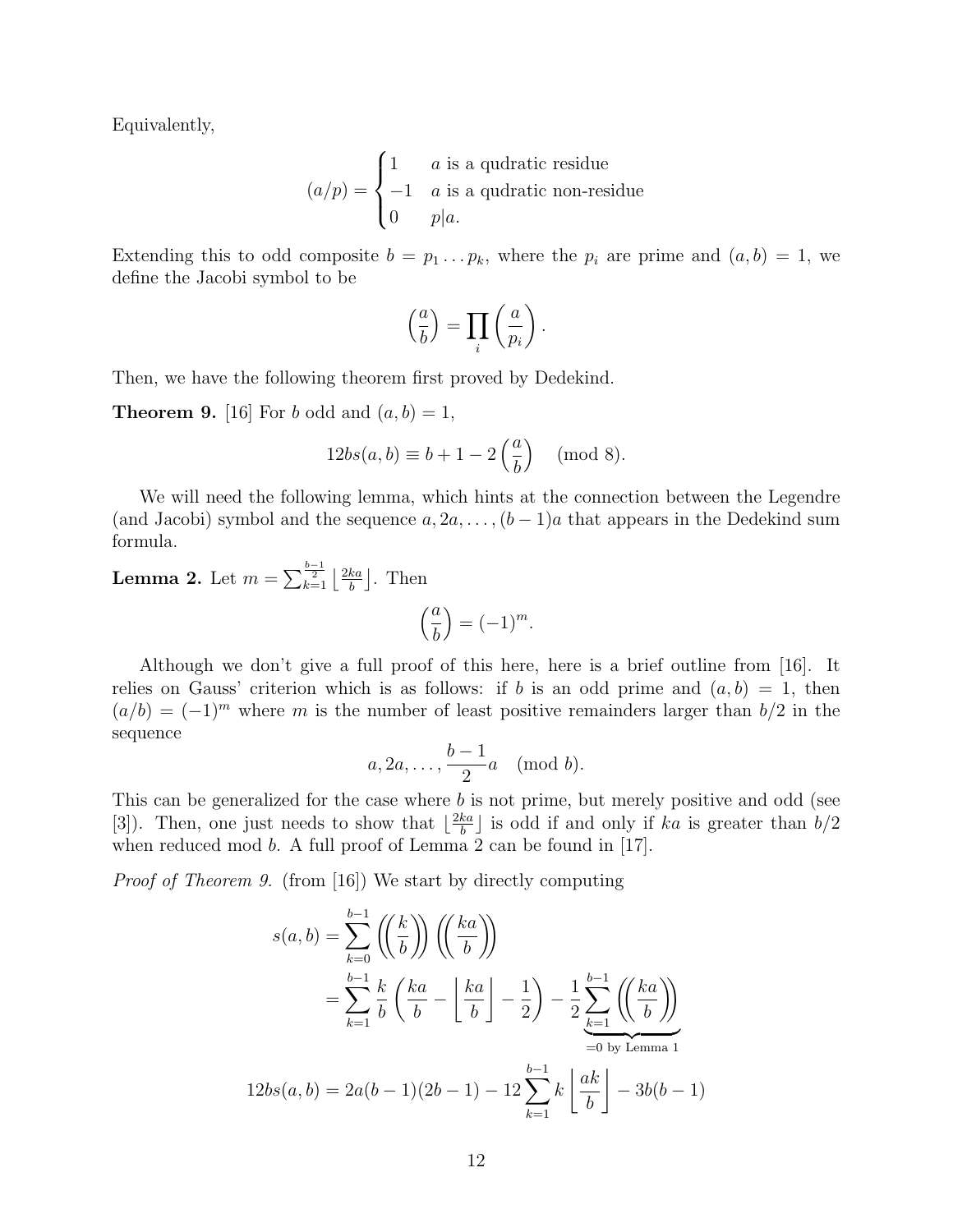Equivalently,

$$(a/p) = \begin{cases} 1 & a \text{ is a qudratic residue} \\ -1 & a \text{ is a qudratic non-residue} \\ 0 & p|a. \end{cases}$$

Extending this to odd composite $b = p_1 \dots p_k$, where the $p_i$ are prime and $(a, b) = 1$, we define the Jacobi symbol to be

$$\left(\frac{a}{b}\right) = \prod_i \left(\frac{a}{p_i}\right).$$

Then, we have the following theorem first proved by Dedekind.

**Theorem 9.** [16] For $b$ odd and $(a, b) = 1$,

$$12bs(a, b) \equiv b + 1 - 2\left(\frac{a}{b}\right) \pmod 8.$$

We will need the following lemma, which hints at the connection between the Legendre (and Jacobi) symbol and the sequence $a, 2a, \dots, (b-1)a$ that appears in the Dedekind sum formula.

**Lemma 2.** Let $m = \sum_{k=1}^{\frac{b-1}{2}} \left\lfloor \frac{2ka}{b} \right\rfloor$. Then

$$\left(\frac{a}{b}\right) = (-1)^m.$$

Although we don't give a full proof of this here, here is a brief outline from [16]. It relies on Gauss' criterion which is as follows: if $b$ is an odd prime and $(a, b) = 1$, then $(a/b) = (-1)^m$ where $m$ is the number of least positive remainders larger than $b/2$ in the sequence

$$a, 2a, \dots, \frac{b-1}{2}a \pmod b.$$

This can be generalized for the case where $b$ is not prime, but merely positive and odd (see [3]). Then, one just needs to show that $\lfloor \frac{2ka}{b} \rfloor$ is odd if and only if $ka$ is greater than $b/2$ when reduced mod $b$. A full proof of Lemma 2 can be found in [17].

*Proof of Theorem 9.* (from [16]) We start by directly computing

$$\begin{aligned} s(a, b) &= \sum_{k=0}^{b-1} \left(\left(\frac{k}{b}\right)\right)\left(\left(\frac{ka}{b}\right)\right) \\ &= \sum_{k=1}^{b-1} \frac{k}{b}\left(\frac{ka}{b} - \left\lfloor \frac{ka}{b} \right\rfloor - \frac{1}{2}\right) - \frac{1}{2}\underbrace{\sum_{k=1}^{b-1}\left(\left(\frac{ka}{b}\right)\right)}_{=0 \text{ by Lemma 1}} \\ 12bs(a, b) &= 2a(b-1)(2b-1) - 12\sum_{k=1}^{b-1} k\left\lfloor \frac{ak}{b} \right\rfloor - 3b(b-1) \end{aligned}$$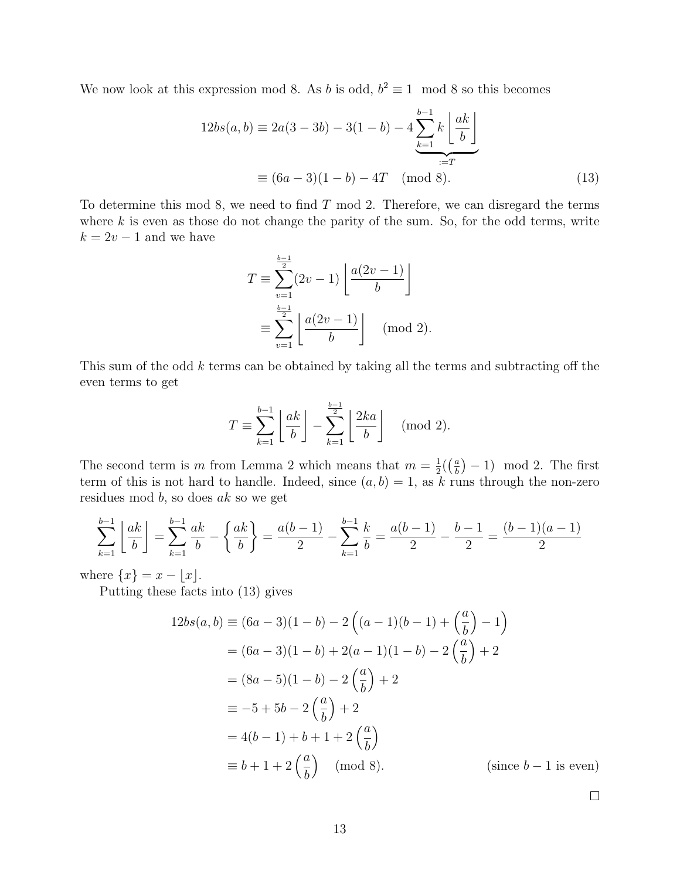We now look at this expression mod 8. As $b$ is odd, $b^2 \equiv 1 \mod 8$ so this becomes

$$
\begin{aligned}
12bs(a,b) &\equiv 2a(3-3b) - 3(1-b) - 4\underbrace{\sum_{k=1}^{b-1} k\left\lfloor \frac{ak}{b} \right\rfloor}_{:=T} \\
&\equiv (6a-3)(1-b) - 4T \pmod{8}. \qquad (13)
\end{aligned}
$$

To determine this mod 8, we need to find $T$ mod 2. Therefore, we can disregard the terms where $k$ is even as those do not change the parity of the sum. So, for the odd terms, write $k = 2v-1$ and we have

$$
\begin{aligned}
T &\equiv \sum_{v=1}^{\frac{b-1}{2}} (2v-1)\left\lfloor \frac{a(2v-1)}{b} \right\rfloor \\
&\equiv \sum_{v=1}^{\frac{b-1}{2}} \left\lfloor \frac{a(2v-1)}{b} \right\rfloor \pmod{2}.
\end{aligned}
$$

This sum of the odd $k$ terms can be obtained by taking all the terms and subtracting off the even terms to get

$$
T \equiv \sum_{k=1}^{b-1} \left\lfloor \frac{ak}{b} \right\rfloor - \sum_{k=1}^{\frac{b-1}{2}} \left\lfloor \frac{2ka}{b} \right\rfloor \pmod{2}.
$$

The second term is $m$ from Lemma 2 which means that $m = \frac{1}{2}(\left(\frac{a}{b}\right) - 1) \mod 2$. The first term of this is not hard to handle. Indeed, since $(a,b) = 1$, as $k$ runs through the non-zero residues mod $b$, so does $ak$ so we get

$$
\sum_{k=1}^{b-1} \left\lfloor \frac{ak}{b} \right\rfloor = \sum_{k=1}^{b-1} \frac{ak}{b} - \left\{ \frac{ak}{b} \right\} = \frac{a(b-1)}{2} - \sum_{k=1}^{b-1} \frac{k}{b} = \frac{a(b-1)}{2} - \frac{b-1}{2} = \frac{(b-1)(a-1)}{2}
$$

where $\{x\} = x - \lfloor x \rfloor$.

Putting these facts into (13) gives

$$
\begin{aligned}
12bs(a,b) &\equiv (6a-3)(1-b) - 2\left((a-1)(b-1) + \left(\frac{a}{b}\right) - 1\right) \\
&= (6a-3)(1-b) + 2(a-1)(1-b) - 2\left(\frac{a}{b}\right) + 2 \\
&= (8a-5)(1-b) - 2\left(\frac{a}{b}\right) + 2 \\
&\equiv -5 + 5b - 2\left(\frac{a}{b}\right) + 2 \\
&= 4(b-1) + b + 1 + 2\left(\frac{a}{b}\right) \\
&\equiv b + 1 + 2\left(\frac{a}{b}\right) \pmod{8}. \qquad \text{(since } b-1 \text{ is even)}
\end{aligned}
$$

□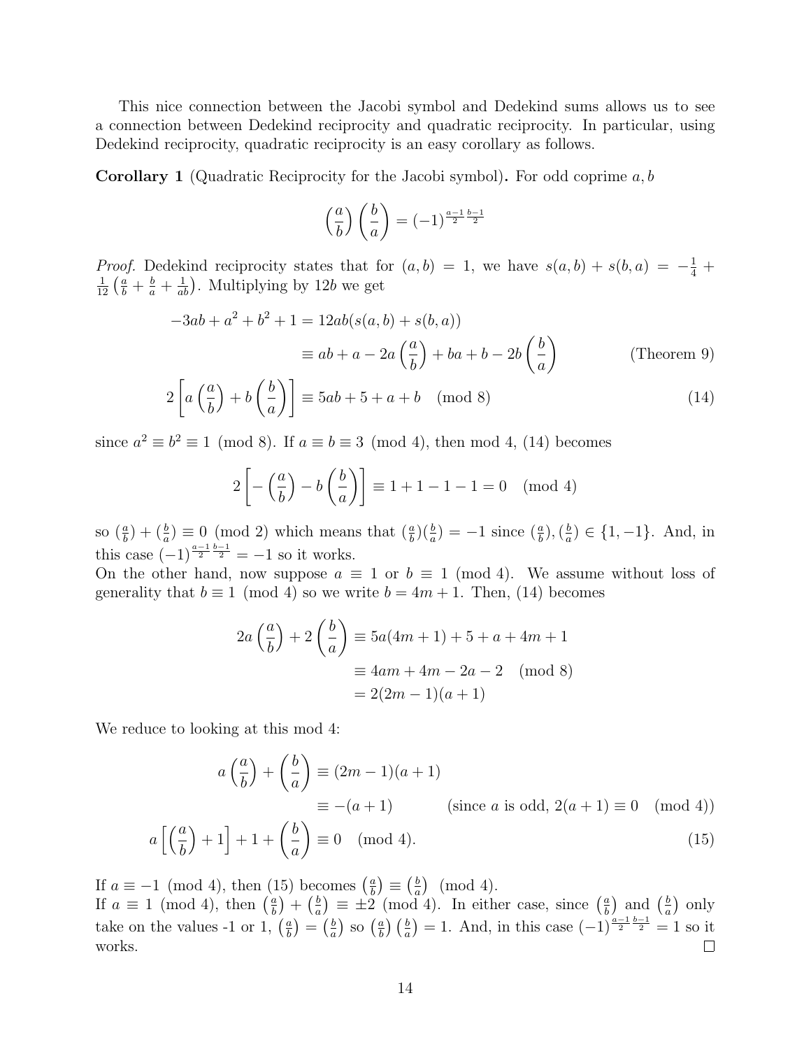This nice connection between the Jacobi symbol and Dedekind sums allows us to see a connection between Dedekind reciprocity and quadratic reciprocity. In particular, using Dedekind reciprocity, quadratic reciprocity is an easy corollary as follows.

**Corollary 1** (Quadratic Reciprocity for the Jacobi symbol)**.** For odd coprime $a, b$

$$\left(\frac{a}{b}\right)\left(\frac{b}{a}\right) = (-1)^{\frac{a-1}{2}\frac{b-1}{2}}$$

*Proof.* Dedekind reciprocity states that for $(a, b) = 1$, we have $s(a, b) + s(b, a) = -\frac{1}{4} + \frac{1}{12}\left(\frac{a}{b} + \frac{b}{a} + \frac{1}{ab}\right)$. Multiplying by $12b$ we get

$$\begin{aligned}
-3ab + a^2 + b^2 + 1 &= 12ab(s(a,b) + s(b,a)) \\
&\equiv ab + a - 2a\left(\frac{a}{b}\right) + ba + b - 2b\left(\frac{b}{a}\right) && \text{(Theorem 9)} \\
2\left[a\left(\frac{a}{b}\right) + b\left(\frac{b}{a}\right)\right] &\equiv 5ab + 5 + a + b \pmod 8 && (14)
\end{aligned}$$

since $a^2 \equiv b^2 \equiv 1 \pmod 8$. If $a \equiv b \equiv 3 \pmod 4$, then mod 4, (14) becomes

$$2\left[-\left(\frac{a}{b}\right) - b\left(\frac{b}{a}\right)\right] \equiv 1 + 1 - 1 - 1 = 0 \pmod 4$$

so $(\frac{a}{b}) + (\frac{b}{a}) \equiv 0 \pmod 2$ which means that $(\frac{a}{b})(\frac{b}{a}) = -1$ since $(\frac{a}{b}), (\frac{b}{a}) \in \{1, -1\}$. And, in this case $(-1)^{\frac{a-1}{2}\frac{b-1}{2}} = -1$ so it works.
On the other hand, now suppose $a \equiv 1$ or $b \equiv 1 \pmod 4$. We assume without loss of generality that $b \equiv 1 \pmod 4$ so we write $b = 4m + 1$. Then, (14) becomes

$$\begin{aligned}
2a\left(\frac{a}{b}\right) + 2\left(\frac{b}{a}\right) &\equiv 5a(4m+1) + 5 + a + 4m + 1 \\
&\equiv 4am + 4m - 2a - 2 \pmod 8 \\
&= 2(2m-1)(a+1)
\end{aligned}$$

We reduce to looking at this mod 4:

$$\begin{aligned}
a\left(\frac{a}{b}\right) + \left(\frac{b}{a}\right) &\equiv (2m-1)(a+1) \\
&\equiv -(a+1) && \text{(since } a \text{ is odd, } 2(a+1) \equiv 0 \pmod 4) \\
a\left[\left(\frac{a}{b}\right) + 1\right] + 1 + \left(\frac{b}{a}\right) &\equiv 0 \pmod 4. && (15)
\end{aligned}$$

If $a \equiv -1 \pmod 4$, then (15) becomes $\left(\frac{a}{b}\right) \equiv \left(\frac{b}{a}\right) \pmod 4$.
If $a \equiv 1 \pmod 4$, then $\left(\frac{a}{b}\right) + \left(\frac{b}{a}\right) \equiv \pm 2 \pmod 4$. In either case, since $\left(\frac{a}{b}\right)$ and $\left(\frac{b}{a}\right)$ only take on the values -1 or 1, $\left(\frac{a}{b}\right) = \left(\frac{b}{a}\right)$ so $\left(\frac{a}{b}\right)\left(\frac{b}{a}\right) = 1$. And, in this case $(-1)^{\frac{a-1}{2}\frac{b-1}{2}} = 1$ so it works. □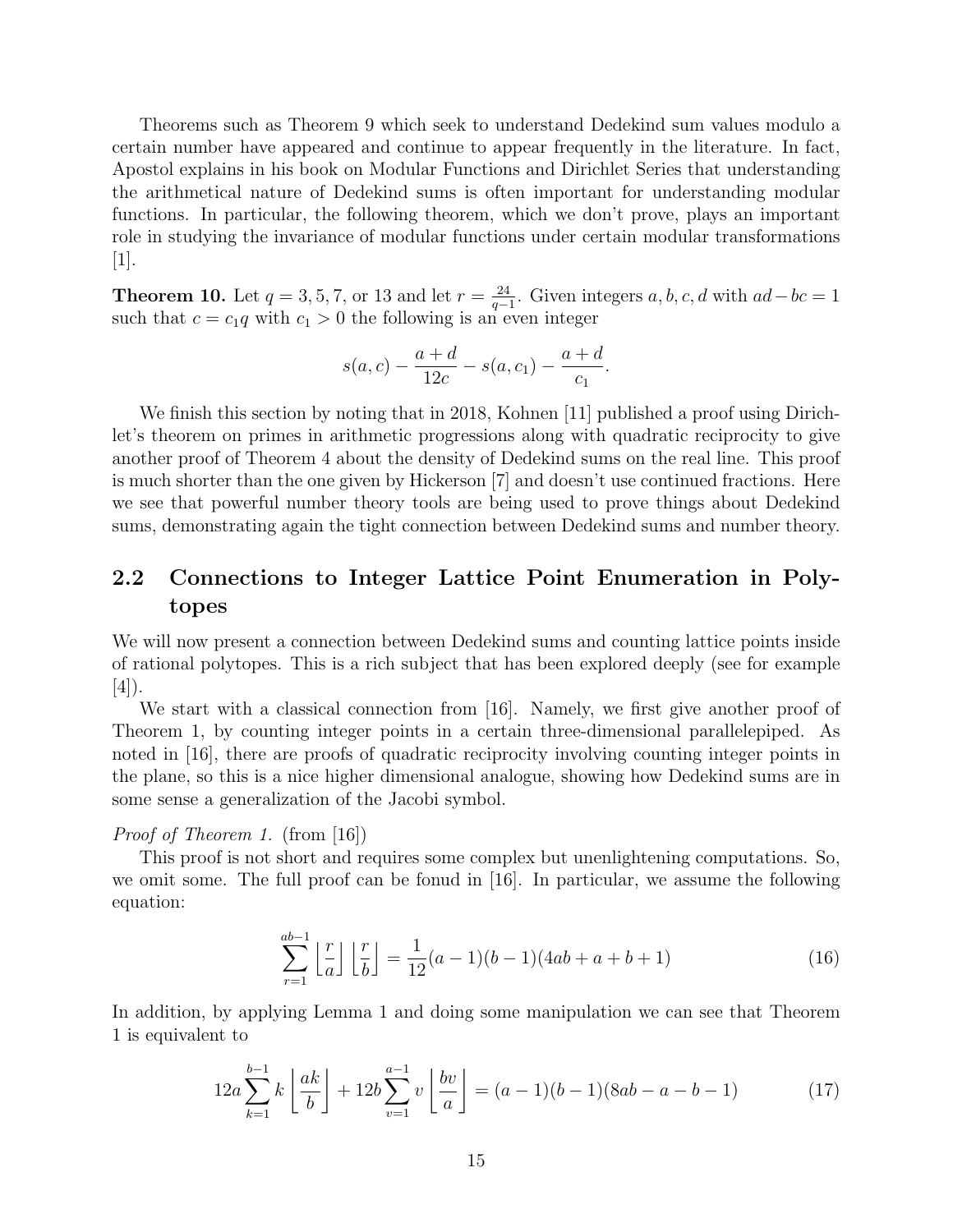Theorems such as Theorem 9 which seek to understand Dedekind sum values modulo a certain number have appeared and continue to appear frequently in the literature. In fact, Apostol explains in his book on Modular Functions and Dirichlet Series that understanding the arithmetical nature of Dedekind sums is often important for understanding modular functions. In particular, the following theorem, which we don't prove, plays an important role in studying the invariance of modular functions under certain modular transformations [1].

**Theorem 10.** Let $q = 3, 5, 7$, or $13$ and let $r = \frac{24}{q-1}$. Given integers $a, b, c, d$ with $ad - bc = 1$ such that $c = c_1 q$ with $c_1 > 0$ the following is an even integer

$$s(a,c) - \frac{a+d}{12c} - s(a,c_1) - \frac{a+d}{c_1}.$$

We finish this section by noting that in 2018, Kohnen [11] published a proof using Dirichlet's theorem on primes in arithmetic progressions along with quadratic reciprocity to give another proof of Theorem 4 about the density of Dedekind sums on the real line. This proof is much shorter than the one given by Hickerson [7] and doesn't use continued fractions. Here we see that powerful number theory tools are being used to prove things about Dedekind sums, demonstrating again the tight connection between Dedekind sums and number theory.

## 2.2 Connections to Integer Lattice Point Enumeration in Polytopes

We will now present a connection between Dedekind sums and counting lattice points inside of rational polytopes. This is a rich subject that has been explored deeply (see for example [4]).

We start with a classical connection from [16]. Namely, we first give another proof of Theorem 1, by counting integer points in a certain three-dimensional parallelepiped. As noted in [16], there are proofs of quadratic reciprocity involving counting integer points in the plane, so this is a nice higher dimensional analogue, showing how Dedekind sums are in some sense a generalization of the Jacobi symbol.

*Proof of Theorem 1.* (from [16])

This proof is not short and requires some complex but unenlightening computations. So, we omit some. The full proof can be fonud in [16]. In particular, we assume the following equation:

$$\sum_{r=1}^{ab-1} \left\lfloor \frac{r}{a} \right\rfloor \left\lfloor \frac{r}{b} \right\rfloor = \frac{1}{12}(a-1)(b-1)(4ab+a+b+1) \tag{16}$$

In addition, by applying Lemma 1 and doing some manipulation we can see that Theorem 1 is equivalent to

$$12a \sum_{k=1}^{b-1} k \left\lfloor \frac{ak}{b} \right\rfloor + 12b \sum_{v=1}^{a-1} v \left\lfloor \frac{bv}{a} \right\rfloor = (a-1)(b-1)(8ab-a-b-1) \tag{17}$$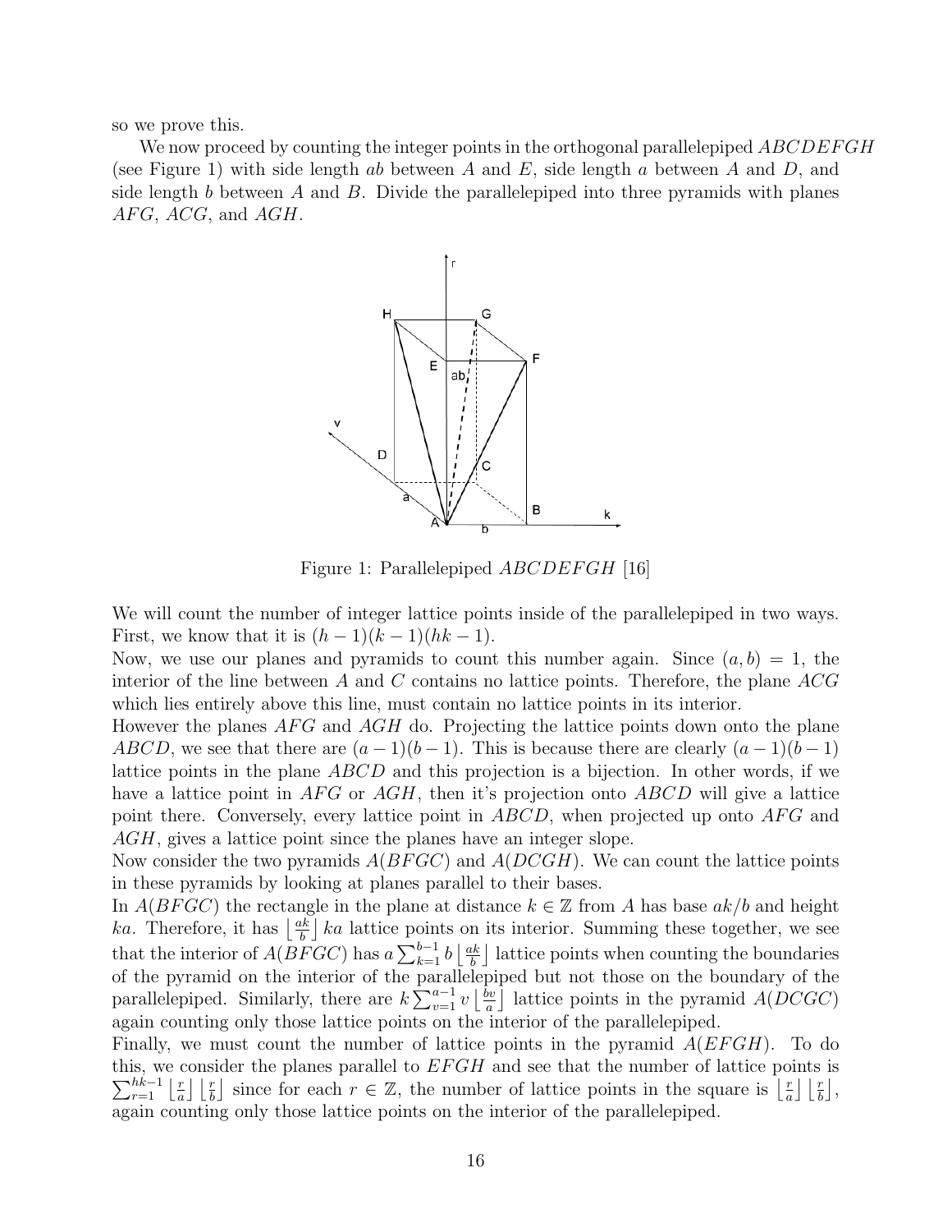so we prove this.

We now proceed by counting the integer points in the orthogonal parallelepiped $ABCDEFGH$ (see Figure 1) with side length $ab$ between $A$ and $E$, side length $a$ between $A$ and $D$, and side length $b$ between $A$ and $B$. Divide the parallelepiped into three pyramids with planes $AFG$, $ACG$, and $AGH$.

Figure 1: Parallelepiped $ABCDEFGH$ [16]

We will count the number of integer lattice points inside of the parallelepiped in two ways. First, we know that it is $(h-1)(k-1)(hk-1)$.

Now, we use our planes and pyramids to count this number again. Since $(a, b) = 1$, the interior of the line between $A$ and $C$ contains no lattice points. Therefore, the plane $ACG$ which lies entirely above this line, must contain no lattice points in its interior.

However the planes $AFG$ and $AGH$ do. Projecting the lattice points down onto the plane $ABCD$, we see that there are $(a-1)(b-1)$. This is because there are clearly $(a-1)(b-1)$ lattice points in the plane $ABCD$ and this projection is a bijection. In other words, if we have a lattice point in $AFG$ or $AGH$, then it's projection onto $ABCD$ will give a lattice point there. Conversely, every lattice point in $ABCD$, when projected up onto $AFG$ and $AGH$, gives a lattice point since the planes have an integer slope.

Now consider the two pyramids $A(BFGC)$ and $A(DCGH)$. We can count the lattice points in these pyramids by looking at planes parallel to their bases.

In $A(BFGC)$ the rectangle in the plane at distance $k \in \mathbb{Z}$ from $A$ has base $ak/b$ and height $ka$. Therefore, it has $\left\lfloor \frac{ak}{b} \right\rfloor ka$ lattice points on its interior. Summing these together, we see that the interior of $A(BFGC)$ has $a \sum_{k=1}^{b-1} b \left\lfloor \frac{ak}{b} \right\rfloor$ lattice points when counting the boundaries of the pyramid on the interior of the parallelepiped but not those on the boundary of the parallelepiped. Similarly, there are $k \sum_{v=1}^{a-1} v \left\lfloor \frac{bv}{a} \right\rfloor$ lattice points in the pyramid $A(DCGC)$ again counting only those lattice points on the interior of the parallelepiped.

Finally, we must count the number of lattice points in the pyramid $A(EFGH)$. To do this, we consider the planes parallel to $EFGH$ and see that the number of lattice points is $\sum_{r=1}^{hk-1} \left\lfloor \frac{r}{a} \right\rfloor \left\lfloor \frac{r}{b} \right\rfloor$ since for each $r \in \mathbb{Z}$, the number of lattice points in the square is $\left\lfloor \frac{r}{a} \right\rfloor \left\lfloor \frac{r}{b} \right\rfloor$, again counting only those lattice points on the interior of the parallelepiped.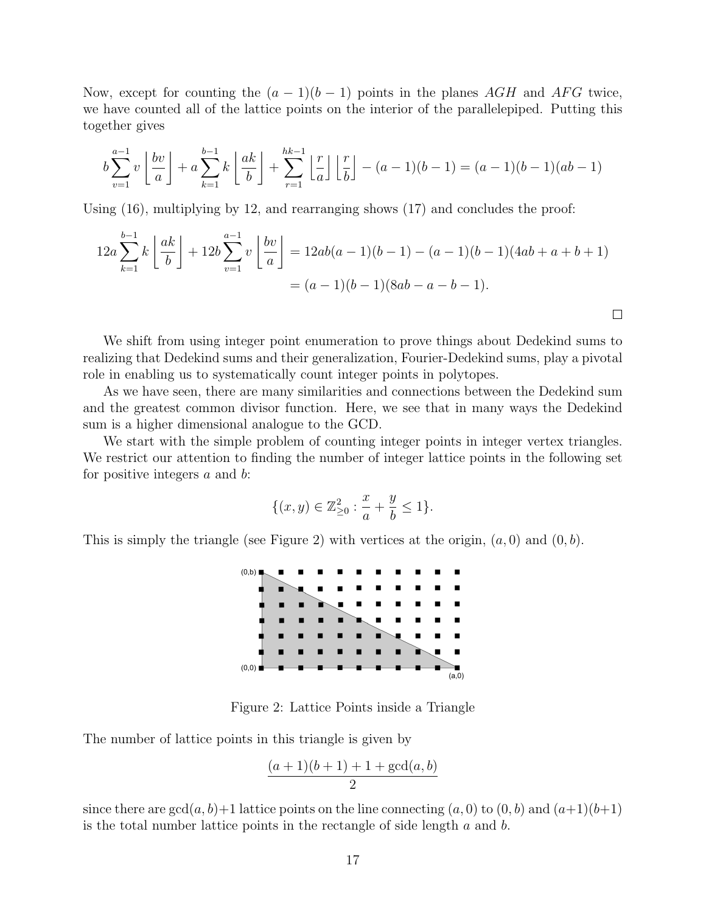Now, except for counting the $(a-1)(b-1)$ points in the planes $AGH$ and $AFG$ twice, we have counted all of the lattice points on the interior of the parallelepiped. Putting this together gives

$$b\sum_{v=1}^{a-1} v\left\lfloor \frac{bv}{a}\right\rfloor + a\sum_{k=1}^{b-1} k\left\lfloor \frac{ak}{b}\right\rfloor + \sum_{r=1}^{hk-1}\left\lfloor \frac{r}{a}\right\rfloor\left\lfloor \frac{r}{b}\right\rfloor - (a-1)(b-1) = (a-1)(b-1)(ab-1)$$

Using (16), multiplying by 12, and rearranging shows (17) and concludes the proof:

$$\begin{aligned}
12a\sum_{k=1}^{b-1} k\left\lfloor \frac{ak}{b}\right\rfloor + 12b\sum_{v=1}^{a-1} v\left\lfloor \frac{bv}{a}\right\rfloor &= 12ab(a-1)(b-1) - (a-1)(b-1)(4ab+a+b+1)\\
&= (a-1)(b-1)(8ab-a-b-1).
\end{aligned}$$

□

We shift from using integer point enumeration to prove things about Dedekind sums to realizing that Dedekind sums and their generalization, Fourier-Dedekind sums, play a pivotal role in enabling us to systematically count integer points in polytopes.

As we have seen, there are many similarities and connections between the Dedekind sum and the greatest common divisor function. Here, we see that in many ways the Dedekind sum is a higher dimensional analogue to the GCD.

We start with the simple problem of counting integer points in integer vertex triangles. We restrict our attention to finding the number of integer lattice points in the following set for positive integers $a$ and $b$:

$$\{(x,y) \in \mathbb{Z}^2_{\geq 0} : \frac{x}{a} + \frac{y}{b} \leq 1\}.$$

This is simply the triangle (see Figure 2) with vertices at the origin, $(a,0)$ and $(0,b)$.

Figure 2: Lattice Points inside a Triangle

The number of lattice points in this triangle is given by

$$\frac{(a+1)(b+1)+1+\gcd(a,b)}{2}$$

since there are $\gcd(a,b)+1$ lattice points on the line connecting $(a,0)$ to $(0,b)$ and $(a+1)(b+1)$ is the total number lattice points in the rectangle of side length $a$ and $b$.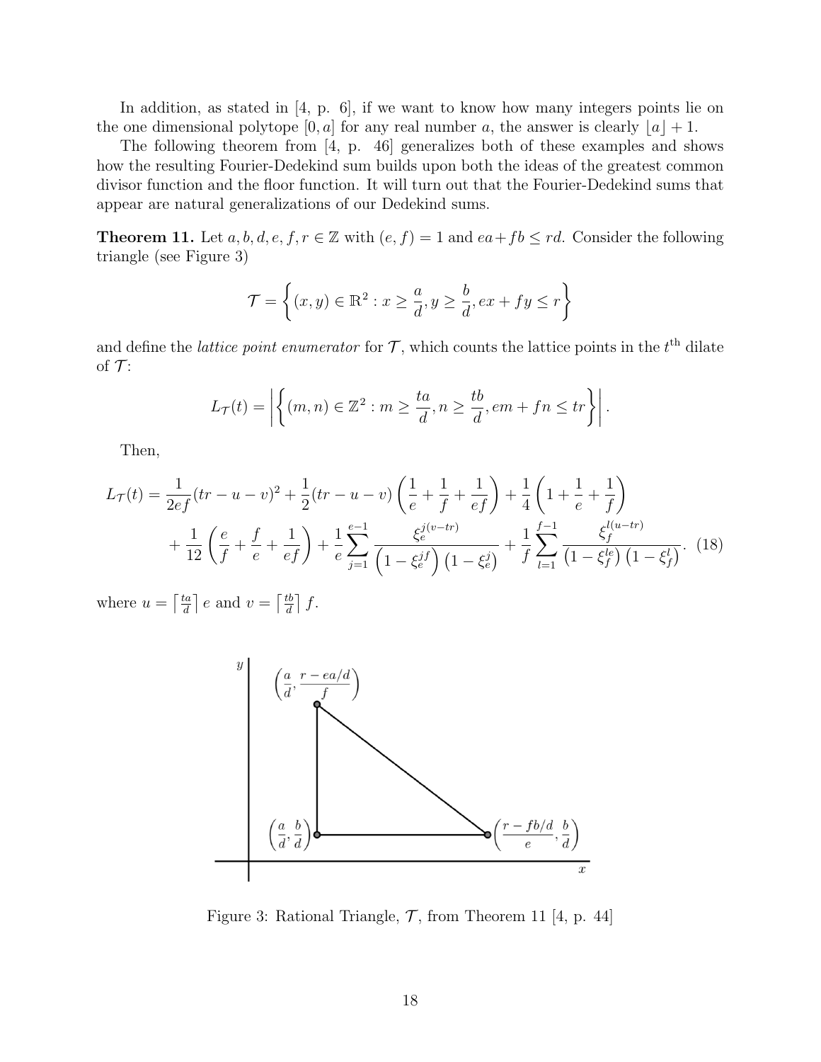In addition, as stated in [4, p. 6], if we want to know how many integers points lie on the one dimensional polytope $[0, a]$ for any real number $a$, the answer is clearly $\lfloor a \rfloor + 1$.

The following theorem from [4, p. 46] generalizes both of these examples and shows how the resulting Fourier-Dedekind sum builds upon both the ideas of the greatest common divisor function and the floor function. It will turn out that the Fourier-Dedekind sums that appear are natural generalizations of our Dedekind sums.

**Theorem 11.** Let $a, b, d, e, f, r \in \mathbb{Z}$ with $(e, f) = 1$ and $ea + fb \leq rd$. Consider the following triangle (see Figure 3)

$$\mathcal{T} = \left\{ (x, y) \in \mathbb{R}^2 : x \geq \frac{a}{d}, y \geq \frac{b}{d}, ex + fy \leq r \right\}$$

and define the *lattice point enumerator* for $\mathcal{T}$, which counts the lattice points in the $t^{\text{th}}$ dilate of $\mathcal{T}$:

$$L_{\mathcal{T}}(t) = \left| \left\{ (m, n) \in \mathbb{Z}^2 : m \geq \frac{ta}{d}, n \geq \frac{tb}{d}, em + fn \leq tr \right\} \right|.$$

Then,

$$\begin{aligned} L_{\mathcal{T}}(t) = &\frac{1}{2ef}(tr - u - v)^2 + \frac{1}{2}(tr - u - v)\left(\frac{1}{e} + \frac{1}{f} + \frac{1}{ef}\right) + \frac{1}{4}\left(1 + \frac{1}{e} + \frac{1}{f}\right) \\ &+ \frac{1}{12}\left(\frac{e}{f} + \frac{f}{e} + \frac{1}{ef}\right) + \frac{1}{e}\sum_{j=1}^{e-1} \frac{\xi_e^{j(v-tr)}}{\left(1 - \xi_e^{jf}\right)\left(1 - \xi_e^{j}\right)} + \frac{1}{f}\sum_{l=1}^{f-1} \frac{\xi_f^{l(u-tr)}}{\left(1 - \xi_f^{le}\right)\left(1 - \xi_f^{l}\right)}. \quad (18) \end{aligned}$$

where $u = \left\lceil \frac{ta}{d} \right\rceil e$ and $v = \left\lceil \frac{tb}{d} \right\rceil f$.

Figure 3: Rational Triangle, $\mathcal{T}$, from Theorem 11 [4, p. 44]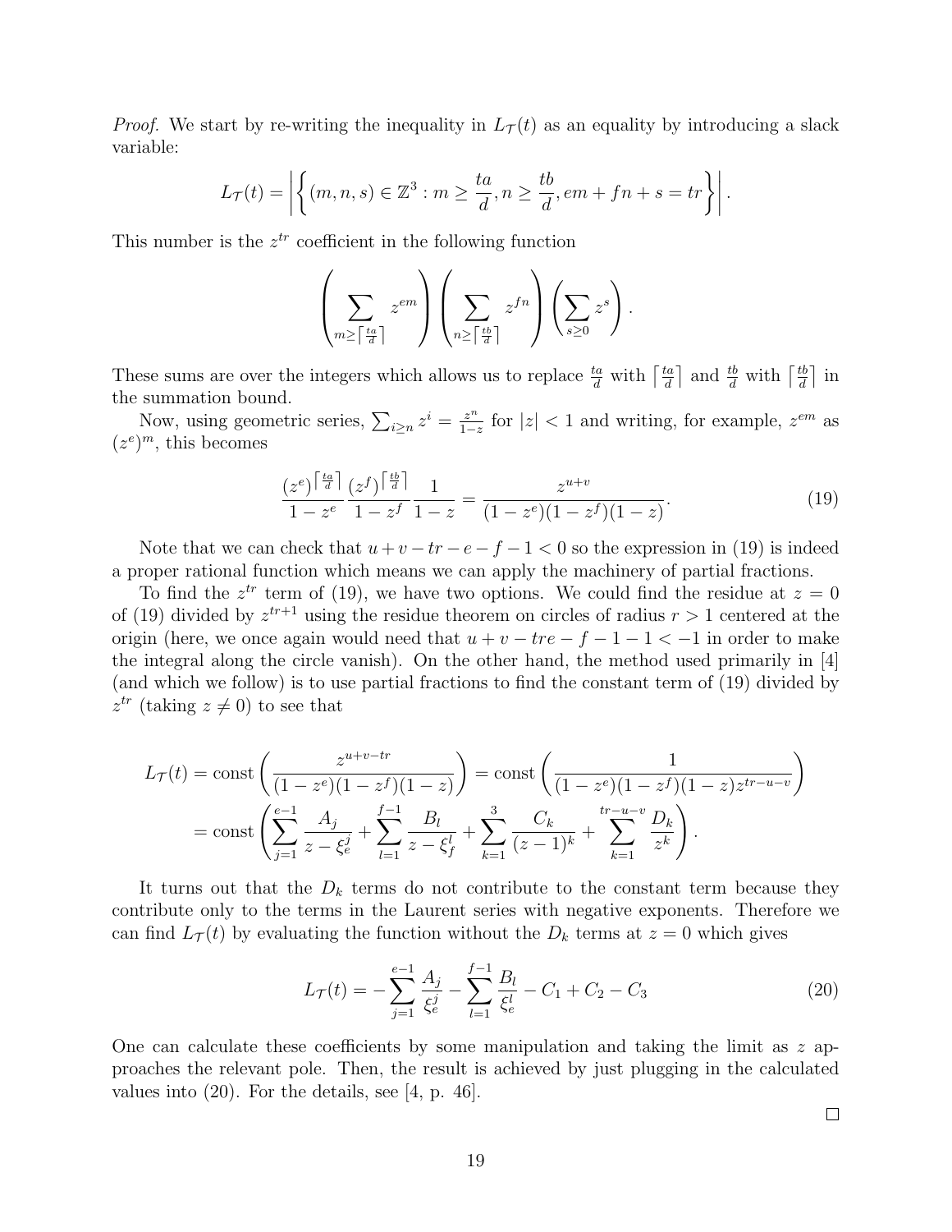*Proof.* We start by re-writing the inequality in $L_{\mathcal{T}}(t)$ as an equality by introducing a slack variable:

$$L_{\mathcal{T}}(t) = \left| \left\{ (m, n, s) \in \mathbb{Z}^3 : m \geq \frac{ta}{d}, n \geq \frac{tb}{d}, em + fn + s = tr \right\} \right|.$$

This number is the $z^{tr}$ coefficient in the following function

$$\left( \sum_{m \geq \lceil \frac{ta}{d} \rceil} z^{em} \right) \left( \sum_{n \geq \lceil \frac{tb}{d} \rceil} z^{fn} \right) \left( \sum_{s \geq 0} z^{s} \right).$$

These sums are over the integers which allows us to replace $\frac{ta}{d}$ with $\lceil \frac{ta}{d} \rceil$ and $\frac{tb}{d}$ with $\lceil \frac{tb}{d} \rceil$ in the summation bound.

Now, using geometric series, $\sum_{i \geq n} z^i = \frac{z^n}{1-z}$ for $|z| < 1$ and writing, for example, $z^{em}$ as $(z^e)^m$, this becomes

$$\frac{(z^e)^{\lceil \frac{ta}{d} \rceil}}{1 - z^e} \frac{(z^f)^{\lceil \frac{tb}{d} \rceil}}{1 - z^f} \frac{1}{1 - z} = \frac{z^{u+v}}{(1 - z^e)(1 - z^f)(1 - z)}. \tag{19}$$

Note that we can check that $u + v - tr - e - f - 1 < 0$ so the expression in (19) is indeed a proper rational function which means we can apply the machinery of partial fractions.

To find the $z^{tr}$ term of (19), we have two options. We could find the residue at $z = 0$ of (19) divided by $z^{tr+1}$ using the residue theorem on circles of radius $r > 1$ centered at the origin (here, we once again would need that $u + v - tre - f - 1 - 1 < -1$ in order to make the integral along the circle vanish). On the other hand, the method used primarily in [4] (and which we follow) is to use partial fractions to find the constant term of (19) divided by $z^{tr}$ (taking $z \neq 0$) to see that

$$\begin{aligned}
L_{\mathcal{T}}(t) &= \operatorname{const}\left( \frac{z^{u+v-tr}}{(1 - z^e)(1 - z^f)(1 - z)} \right) = \operatorname{const}\left( \frac{1}{(1 - z^e)(1 - z^f)(1 - z) z^{tr-u-v}} \right) \\
&= \operatorname{const}\left( \sum_{j=1}^{e-1} \frac{A_j}{z - \xi_e^j} + \sum_{l=1}^{f-1} \frac{B_l}{z - \xi_f^l} + \sum_{k=1}^{3} \frac{C_k}{(z-1)^k} + \sum_{k=1}^{tr-u-v} \frac{D_k}{z^k} \right).
\end{aligned}$$

It turns out that the $D_k$ terms do not contribute to the constant term because they contribute only to the terms in the Laurent series with negative exponents. Therefore we can find $L_{\mathcal{T}}(t)$ by evaluating the function without the $D_k$ terms at $z = 0$ which gives

$$L_{\mathcal{T}}(t) = -\sum_{j=1}^{e-1} \frac{A_j}{\xi_e^j} - \sum_{l=1}^{f-1} \frac{B_l}{\xi_e^l} - C_1 + C_2 - C_3 \tag{20}$$

One can calculate these coefficients by some manipulation and taking the limit as $z$ approaches the relevant pole. Then, the result is achieved by just plugging in the calculated values into (20). For the details, see [4, p. 46].

□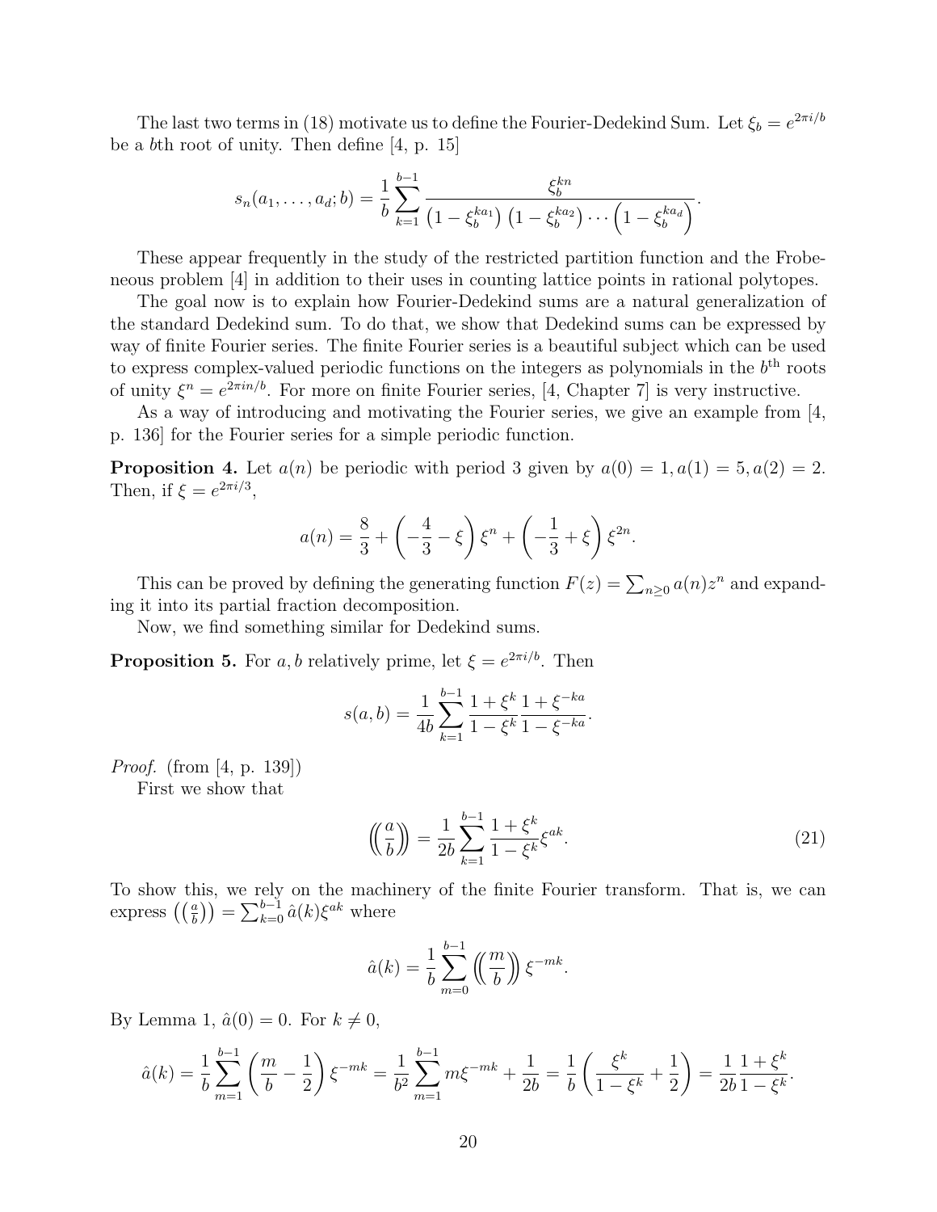The last two terms in (18) motivate us to define the Fourier-Dedekind Sum. Let $\xi_b = e^{2\pi i/b}$ be a $b$th root of unity. Then define [4, p. 15]

$$s_n(a_1, \ldots, a_d; b) = \frac{1}{b} \sum_{k=1}^{b-1} \frac{\xi_b^{kn}}{\left(1 - \xi_b^{ka_1}\right)\left(1 - \xi_b^{ka_2}\right) \cdots \left(1 - \xi_b^{ka_d}\right)}.$$

These appear frequently in the study of the restricted partition function and the Frobeneous problem [4] in addition to their uses in counting lattice points in rational polytopes.

The goal now is to explain how Fourier-Dedekind sums are a natural generalization of the standard Dedekind sum. To do that, we show that Dedekind sums can be expressed by way of finite Fourier series. The finite Fourier series is a beautiful subject which can be used to express complex-valued periodic functions on the integers as polynomials in the $b^{\text{th}}$ roots of unity $\xi^n = e^{2\pi i n/b}$. For more on finite Fourier series, [4, Chapter 7] is very instructive.

As a way of introducing and motivating the Fourier series, we give an example from [4, p. 136] for the Fourier series for a simple periodic function.

**Proposition 4.** Let $a(n)$ be periodic with period 3 given by $a(0) = 1, a(1) = 5, a(2) = 2$. Then, if $\xi = e^{2\pi i/3}$,

$$a(n) = \frac{8}{3} + \left(-\frac{4}{3} - \xi\right)\xi^n + \left(-\frac{1}{3} + \xi\right)\xi^{2n}.$$

This can be proved by defining the generating function $F(z) = \sum_{n \geq 0} a(n) z^n$ and expanding it into its partial fraction decomposition.

Now, we find something similar for Dedekind sums.

**Proposition 5.** For $a, b$ relatively prime, let $\xi = e^{2\pi i/b}$. Then

$$s(a, b) = \frac{1}{4b} \sum_{k=1}^{b-1} \frac{1 + \xi^k}{1 - \xi^k} \frac{1 + \xi^{-ka}}{1 - \xi^{-ka}}.$$

*Proof.* (from [4, p. 139])

First we show that

$$\left(\!\left(\frac{a}{b}\right)\!\right) = \frac{1}{2b} \sum_{k=1}^{b-1} \frac{1 + \xi^k}{1 - \xi^k} \xi^{ak}. \tag{21}$$

To show this, we rely on the machinery of the finite Fourier transform. That is, we can express $\left(\!\left(\frac{a}{b}\right)\!\right) = \sum_{k=0}^{b-1} \hat{a}(k) \xi^{ak}$ where

$$\hat{a}(k) = \frac{1}{b} \sum_{m=0}^{b-1} \left(\!\left(\frac{m}{b}\right)\!\right) \xi^{-mk}.$$

By Lemma 1, $\hat{a}(0) = 0$. For $k \neq 0$,

$$\hat{a}(k) = \frac{1}{b} \sum_{m=1}^{b-1} \left(\frac{m}{b} - \frac{1}{2}\right) \xi^{-mk} = \frac{1}{b^2} \sum_{m=1}^{b-1} m \xi^{-mk} + \frac{1}{2b} = \frac{1}{b}\left(\frac{\xi^k}{1 - \xi^k} + \frac{1}{2}\right) = \frac{1}{2b} \frac{1 + \xi^k}{1 - \xi^k}.$$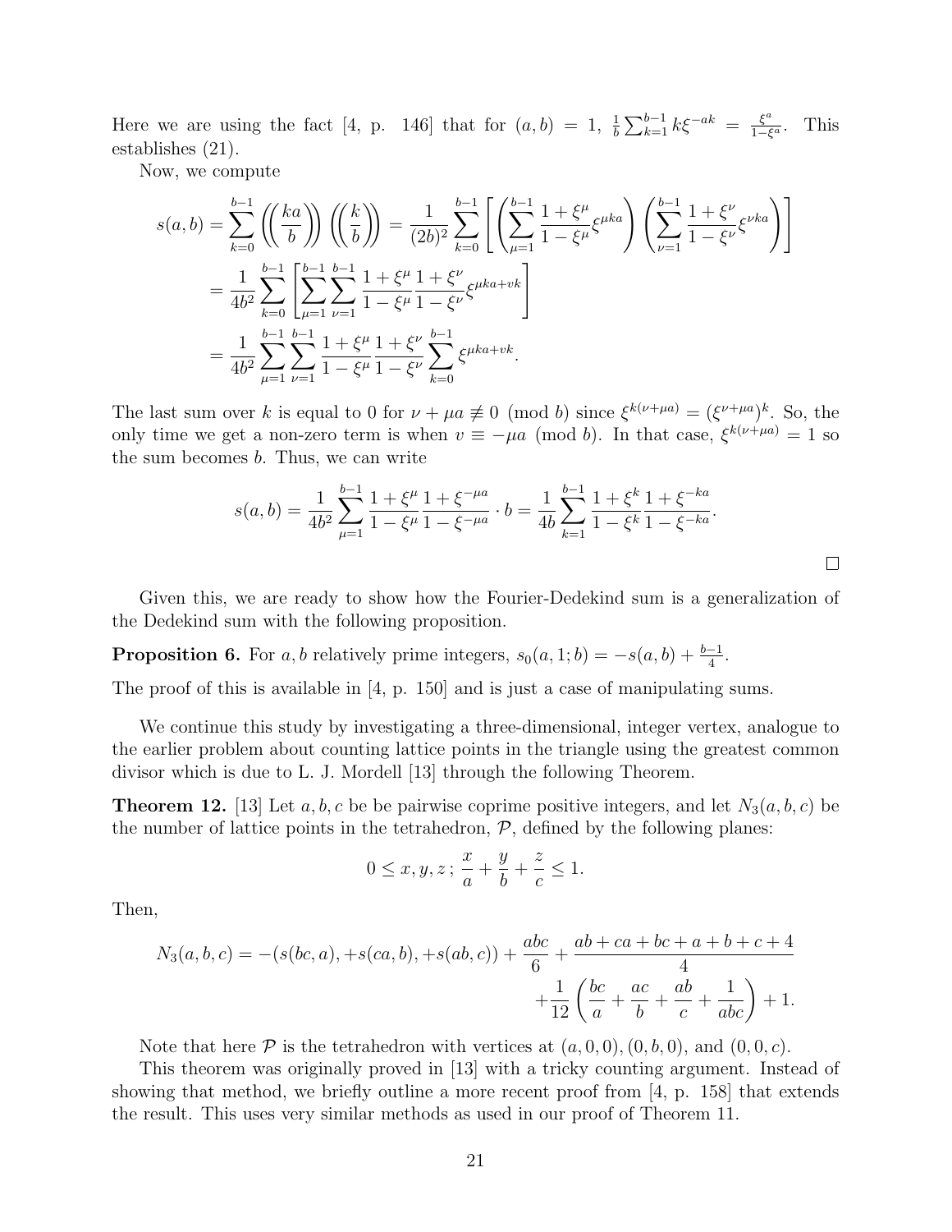Here we are using the fact [4, p. 146] that for $(a, b) = 1$, $\frac{1}{b}\sum_{k=1}^{b-1} k\xi^{-ak} = \frac{\xi^a}{1-\xi^a}$. This establishes (21).

Now, we compute

$$
\begin{aligned}
s(a,b) = \sum_{k=0}^{b-1}\left(\left(\frac{ka}{b}\right)\right)\left(\left(\frac{k}{b}\right)\right) &= \frac{1}{(2b)^2}\sum_{k=0}^{b-1}\left[\left(\sum_{\mu=1}^{b-1}\frac{1+\xi^\mu}{1-\xi^\mu}\xi^{\mu k a}\right)\left(\sum_{\nu=1}^{b-1}\frac{1+\xi^\nu}{1-\xi^\nu}\xi^{\nu k a}\right)\right] \\
&= \frac{1}{4b^2}\sum_{k=0}^{b-1}\left[\sum_{\mu=1}^{b-1}\sum_{\nu=1}^{b-1}\frac{1+\xi^\mu}{1-\xi^\mu}\frac{1+\xi^\nu}{1-\xi^\nu}\xi^{\mu k a + vk}\right] \\
&= \frac{1}{4b^2}\sum_{\mu=1}^{b-1}\sum_{\nu=1}^{b-1}\frac{1+\xi^\mu}{1-\xi^\mu}\frac{1+\xi^\nu}{1-\xi^\nu}\sum_{k=0}^{b-1}\xi^{\mu k a + vk}.
\end{aligned}
$$

The last sum over $k$ is equal to 0 for $\nu + \mu a \not\equiv 0 \pmod{b}$ since $\xi^{k(\nu+\mu a)} = (\xi^{\nu+\mu a})^k$. So, the only time we get a non-zero term is when $v \equiv -\mu a \pmod{b}$. In that case, $\xi^{k(\nu+\mu a)} = 1$ so the sum becomes $b$. Thus, we can write

$$
s(a,b) = \frac{1}{4b^2}\sum_{\mu=1}^{b-1}\frac{1+\xi^\mu}{1-\xi^\mu}\frac{1+\xi^{-\mu a}}{1-\xi^{-\mu a}}\cdot b = \frac{1}{4b}\sum_{k=1}^{b-1}\frac{1+\xi^k}{1-\xi^k}\frac{1+\xi^{-ka}}{1-\xi^{-ka}}.
$$

□

Given this, we are ready to show how the Fourier-Dedekind sum is a generalization of the Dedekind sum with the following proposition.

**Proposition 6.** For $a, b$ relatively prime integers, $s_0(a, 1; b) = -s(a, b) + \frac{b-1}{4}$.

The proof of this is available in [4, p. 150] and is just a case of manipulating sums.

We continue this study by investigating a three-dimensional, integer vertex, analogue to the earlier problem about counting lattice points in the triangle using the greatest common divisor which is due to L. J. Mordell [13] through the following Theorem.

**Theorem 12.** [13] Let $a, b, c$ be be pairwise coprime positive integers, and let $N_3(a, b, c)$ be the number of lattice points in the tetrahedron, $\mathcal{P}$, defined by the following planes:

$$
0 \le x, y, z\,;\ \frac{x}{a} + \frac{y}{b} + \frac{z}{c} \le 1.
$$

Then,

$$
\begin{aligned}
N_3(a,b,c) = -(s(bc,a), +s(ca,b), +s(ab,c)) + \frac{abc}{6} + \frac{ab+ca+bc+a+b+c+4}{4} \\
+\frac{1}{12}\left(\frac{bc}{a} + \frac{ac}{b} + \frac{ab}{c} + \frac{1}{abc}\right) + 1.
\end{aligned}
$$

Note that here $\mathcal{P}$ is the tetrahedron with vertices at $(a, 0, 0), (0, b, 0)$, and $(0, 0, c)$.

This theorem was originally proved in [13] with a tricky counting argument. Instead of showing that method, we briefly outline a more recent proof from [4, p. 158] that extends the result. This uses very similar methods as used in our proof of Theorem 11.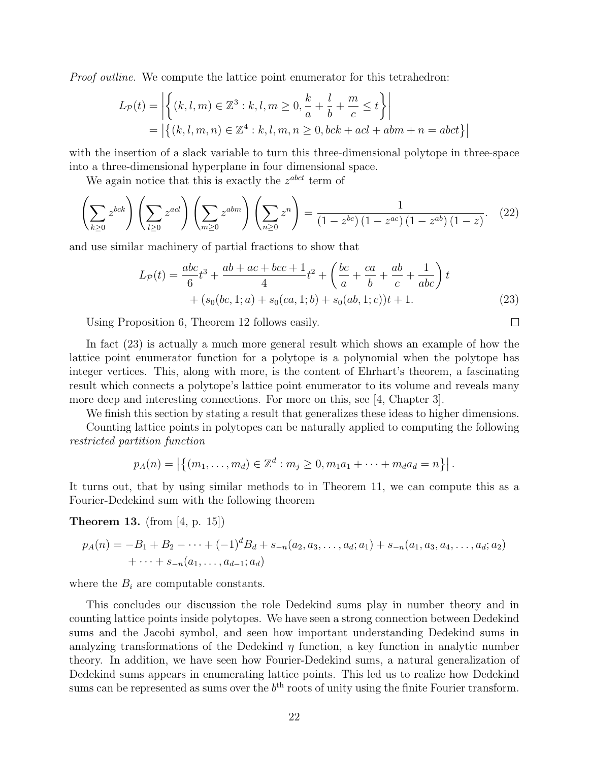*Proof outline.* We compute the lattice point enumerator for this tetrahedron:

$$
\begin{aligned}
L_{\mathcal{P}}(t) &= \left| \left\{ (k,l,m) \in \mathbb{Z}^3 : k,l,m \geq 0, \frac{k}{a} + \frac{l}{b} + \frac{m}{c} \leq t \right\} \right| \\
&= \left| \left\{ (k,l,m,n) \in \mathbb{Z}^4 : k,l,m,n \geq 0, bck + acl + abm + n = abct \right\} \right|
\end{aligned}
$$

with the insertion of a slack variable to turn this three-dimensional polytope in three-space into a three-dimensional hyperplane in four dimensional space.

We again notice that this is exactly the $z^{abct}$ term of

$$
\left( \sum_{k \geq 0} z^{bck} \right) \left( \sum_{l \geq 0} z^{acl} \right) \left( \sum_{m \geq 0} z^{abm} \right) \left( \sum_{n \geq 0} z^{n} \right) = \frac{1}{(1 - z^{bc})(1 - z^{ac})(1 - z^{ab})(1 - z)}. \tag{22}
$$

and use similar machinery of partial fractions to show that

$$
\begin{aligned}
L_{\mathcal{P}}(t) = \frac{abc}{6} t^3 + \frac{ab + ac + bcc + 1}{4} t^2 + \left( \frac{bc}{a} + \frac{ca}{b} + \frac{ab}{c} + \frac{1}{abc} \right) t \\
+ (s_0(bc, 1; a) + s_0(ca, 1; b) + s_0(ab, 1; c))t + 1.
\end{aligned} \tag{23}
$$

Using Proposition 6, Theorem 12 follows easily. □

In fact (23) is actually a much more general result which shows an example of how the lattice point enumerator function for a polytope is a polynomial when the polytope has integer vertices. This, along with more, is the content of Ehrhart's theorem, a fascinating result which connects a polytope's lattice point enumerator to its volume and reveals many more deep and interesting connections. For more on this, see [4, Chapter 3].

We finish this section by stating a result that generalizes these ideas to higher dimensions.

Counting lattice points in polytopes can be naturally applied to computing the following *restricted partition function*

$$
p_A(n) = \left| \left\{ (m_1, \ldots, m_d) \in \mathbb{Z}^d : m_j \geq 0, m_1 a_1 + \cdots + m_d a_d = n \right\} \right|.
$$

It turns out, that by using similar methods to in Theorem 11, we can compute this as a Fourier-Dedekind sum with the following theorem

**Theorem 13.** (from [4, p. 15])

$$
\begin{aligned}
p_A(n) = -B_1 + B_2 - \cdots + (-1)^d B_d + s_{-n}(a_2, a_3, \ldots, a_d; a_1) + s_{-n}(a_1, a_3, a_4, \ldots, a_d; a_2) \\
+ \cdots + s_{-n}(a_1, \ldots, a_{d-1}; a_d)
\end{aligned}
$$

where the $B_i$ are computable constants.

This concludes our discussion the role Dedekind sums play in number theory and in counting lattice points inside polytopes. We have seen a strong connection between Dedekind sums and the Jacobi symbol, and seen how important understanding Dedekind sums in analyzing transformations of the Dedekind $\eta$ function, a key function in analytic number theory. In addition, we have seen how Fourier-Dedekind sums, a natural generalization of Dedekind sums appears in enumerating lattice points. This led us to realize how Dedekind sums can be represented as sums over the $b^{\text{th}}$ roots of unity using the finite Fourier transform.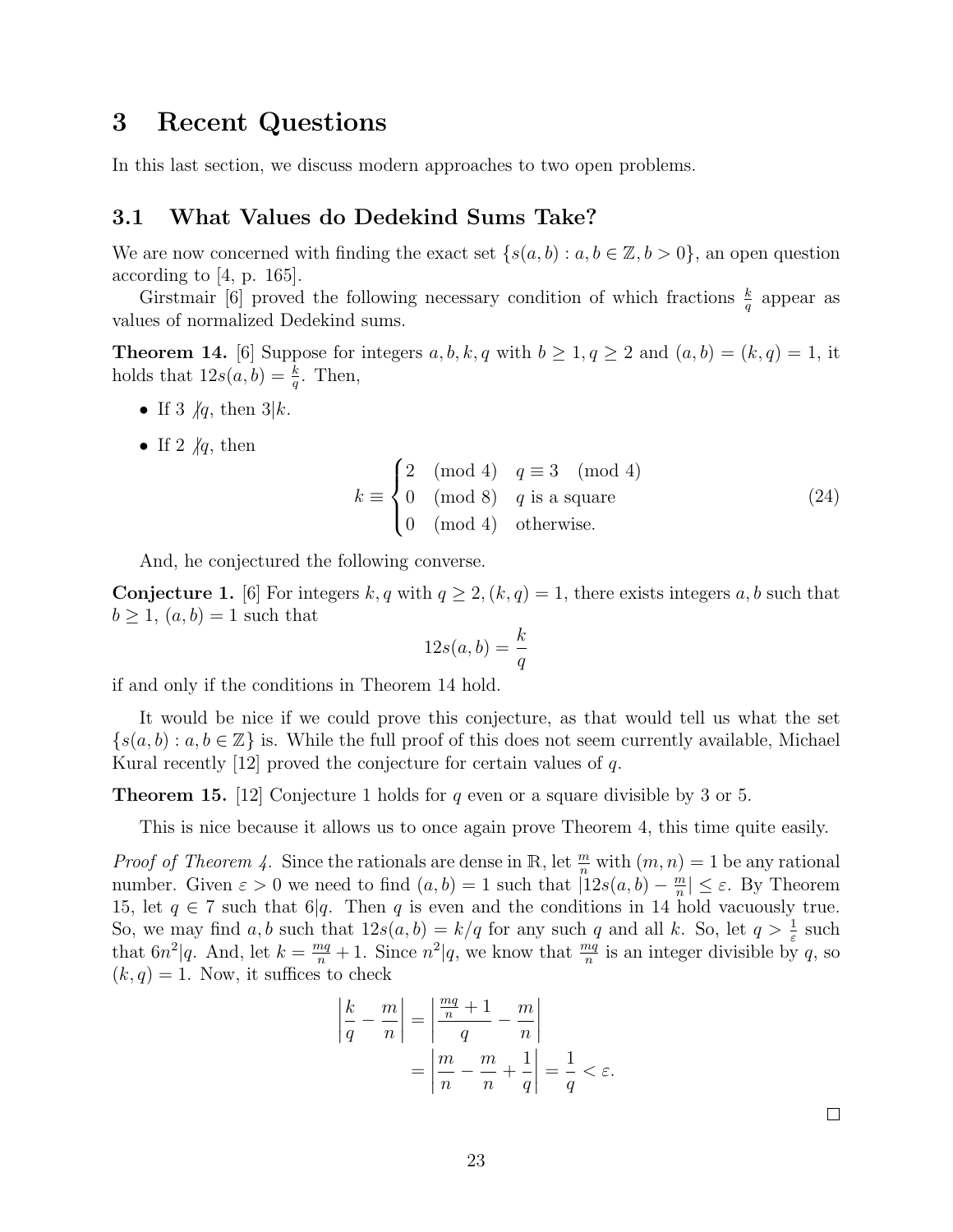# 3 Recent Questions

In this last section, we discuss modern approaches to two open problems.

## 3.1 What Values do Dedekind Sums Take?

We are now concerned with finding the exact set $\{s(a, b) : a, b \in \mathbb{Z}, b > 0\}$, an open question according to [4, p. 165].

Girstmair [6] proved the following necessary condition of which fractions $\frac{k}{q}$ appear as values of normalized Dedekind sums.

**Theorem 14.** [6] Suppose for integers $a, b, k, q$ with $b \geq 1, q \geq 2$ and $(a, b) = (k, q) = 1$, it holds that $12s(a, b) = \frac{k}{q}$. Then,

- If $3 \not| q$, then $3|k$.
- If $2 \not| q$, then

$$k \equiv \begin{cases} 2 \pmod 4 & q \equiv 3 \pmod 4 \\ 0 \pmod 8 & q \text{ is a square} \\ 0 \pmod 4 & \text{otherwise.} \end{cases} \tag{24}$$

And, he conjectured the following converse.

**Conjecture 1.** [6] For integers $k, q$ with $q \geq 2, (k, q) = 1$, there exists integers $a, b$ such that $b \geq 1$, $(a, b) = 1$ such that

$$12s(a, b) = \frac{k}{q}$$

if and only if the conditions in Theorem 14 hold.

It would be nice if we could prove this conjecture, as that would tell us what the set $\{s(a, b) : a, b \in \mathbb{Z}\}$ is. While the full proof of this does not seem currently available, Michael Kural recently [12] proved the conjecture for certain values of $q$.

**Theorem 15.** [12] Conjecture 1 holds for $q$ even or a square divisible by 3 or 5.

This is nice because it allows us to once again prove Theorem 4, this time quite easily.

*Proof of Theorem 4.* Since the rationals are dense in $\mathbb{R}$, let $\frac{m}{n}$ with $(m, n) = 1$ be any rational number. Given $\varepsilon > 0$ we need to find $(a, b) = 1$ such that $|12s(a, b) - \frac{m}{n}| \leq \varepsilon$. By Theorem 15, let $q \in 7$ such that $6|q$. Then $q$ is even and the conditions in 14 hold vacuously true. So, we may find $a, b$ such that $12s(a, b) = k/q$ for any such $q$ and all $k$. So, let $q > \frac{1}{\varepsilon}$ such that $6n^2|q$. And, let $k = \frac{mq}{n} + 1$. Since $n^2|q$, we know that $\frac{mq}{n}$ is an integer divisible by $q$, so $(k, q) = 1$. Now, it suffices to check

$$\begin{aligned} \left| \frac{k}{q} - \frac{m}{n} \right| &= \left| \frac{\frac{mq}{n} + 1}{q} - \frac{m}{n} \right| \\ &= \left| \frac{m}{n} - \frac{m}{n} + \frac{1}{q} \right| = \frac{1}{q} < \varepsilon. \end{aligned}$$

$\square$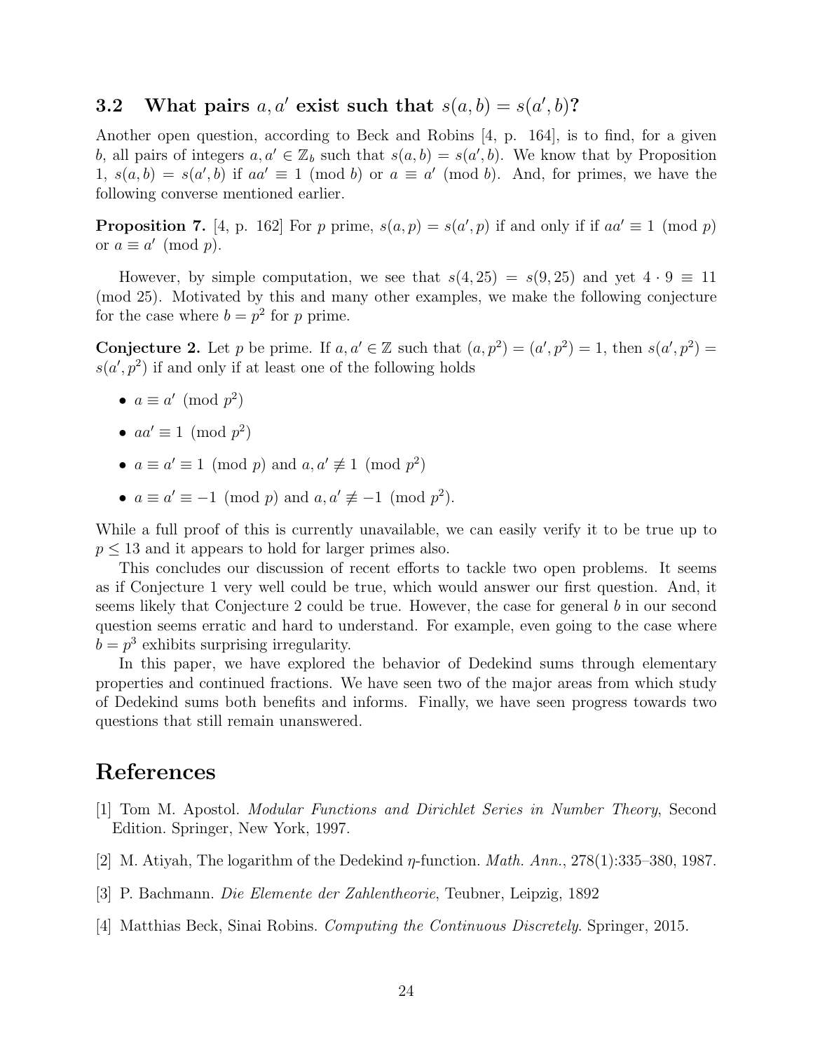### 3.2 What pairs $a, a'$ exist such that $s(a,b) = s(a',b)$?

Another open question, according to Beck and Robins [4, p. 164], is to find, for a given $b$, all pairs of integers $a, a' \in \mathbb{Z}_b$ such that $s(a,b) = s(a',b)$. We know that by Proposition 1, $s(a,b) = s(a',b)$ if $aa' \equiv 1 \pmod{b}$ or $a \equiv a' \pmod{b}$. And, for primes, we have the following converse mentioned earlier.

**Proposition 7.** [4, p. 162] For $p$ prime, $s(a,p) = s(a',p)$ if and only if if $aa' \equiv 1 \pmod{p}$ or $a \equiv a' \pmod{p}$.

However, by simple computation, we see that $s(4,25) = s(9,25)$ and yet $4 \cdot 9 \equiv 11 \pmod{25}$. Motivated by this and many other examples, we make the following conjecture for the case where $b = p^2$ for $p$ prime.

**Conjecture 2.** Let $p$ be prime. If $a, a' \in \mathbb{Z}$ such that $(a, p^2) = (a', p^2) = 1$, then $s(a', p^2) = s(a', p^2)$ if and only if at least one of the following holds

- $a \equiv a' \pmod{p^2}$
- $aa' \equiv 1 \pmod{p^2}$
- $a \equiv a' \equiv 1 \pmod{p}$ and $a, a' \not\equiv 1 \pmod{p^2}$
- $a \equiv a' \equiv -1 \pmod{p}$ and $a, a' \not\equiv -1 \pmod{p^2}$.

While a full proof of this is currently unavailable, we can easily verify it to be true up to $p \leq 13$ and it appears to hold for larger primes also.

This concludes our discussion of recent efforts to tackle two open problems. It seems as if Conjecture 1 very well could be true, which would answer our first question. And, it seems likely that Conjecture 2 could be true. However, the case for general $b$ in our second question seems erratic and hard to understand. For example, even going to the case where $b = p^3$ exhibits surprising irregularity.

In this paper, we have explored the behavior of Dedekind sums through elementary properties and continued fractions. We have seen two of the major areas from which study of Dedekind sums both benefits and informs. Finally, we have seen progress towards two questions that still remain unanswered.

# References

[1] Tom M. Apostol. *Modular Functions and Dirichlet Series in Number Theory*, Second Edition. Springer, New York, 1997.

[2] M. Atiyah, The logarithm of the Dedekind $\eta$-function. *Math. Ann.*, 278(1):335–380, 1987.

[3] P. Bachmann. *Die Elemente der Zahlentheorie*, Teubner, Leipzig, 1892

[4] Matthias Beck, Sinai Robins. *Computing the Continuous Discretely*. Springer, 2015.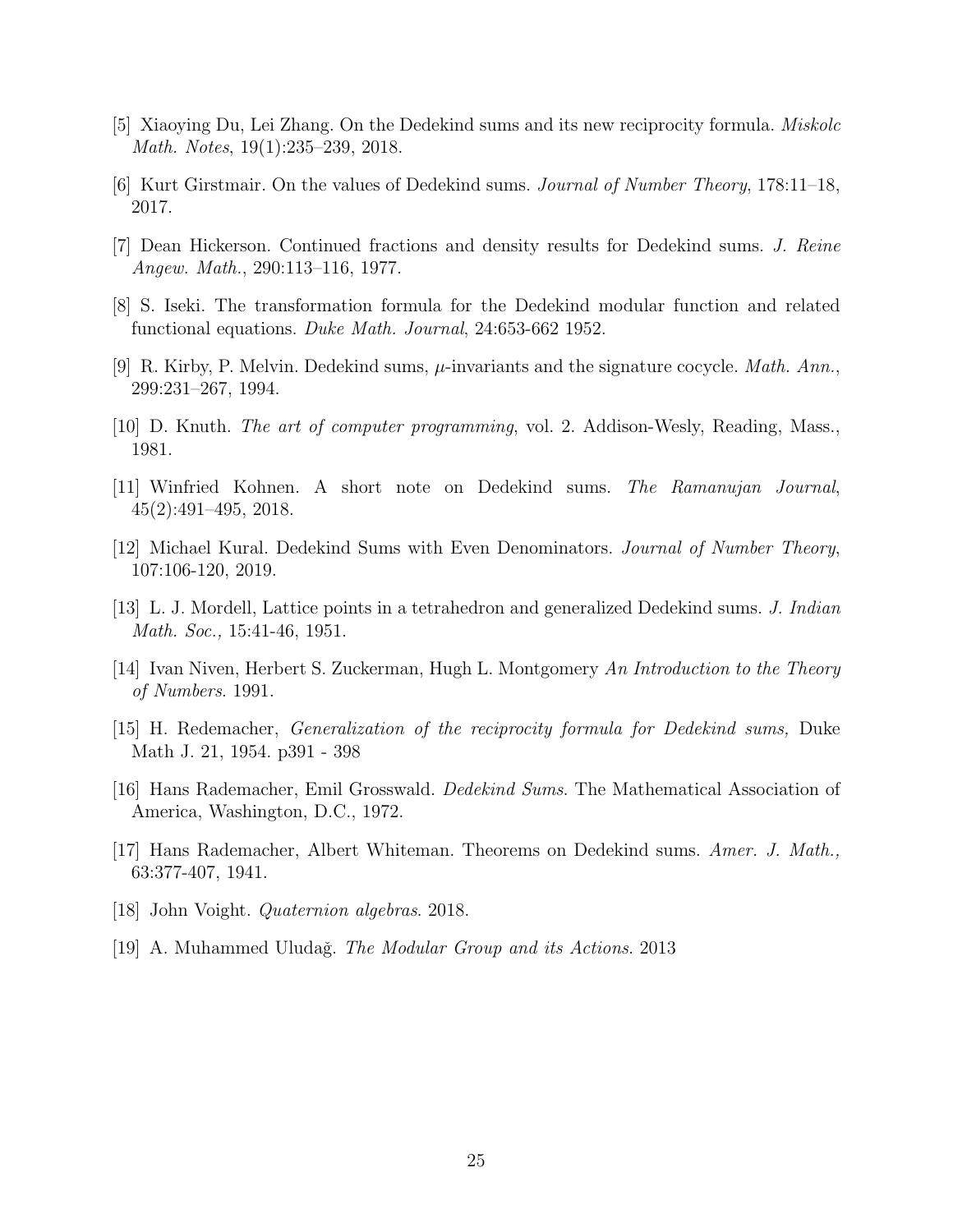[5] Xiaoying Du, Lei Zhang. On the Dedekind sums and its new reciprocity formula. *Miskolc Math. Notes*, 19(1):235–239, 2018.

[6] Kurt Girstmair. On the values of Dedekind sums. *Journal of Number Theory*, 178:11–18, 2017.

[7] Dean Hickerson. Continued fractions and density results for Dedekind sums. *J. Reine Angew. Math.*, 290:113–116, 1977.

[8] S. Iseki. The transformation formula for the Dedekind modular function and related functional equations. *Duke Math. Journal*, 24:653-662 1952.

[9] R. Kirby, P. Melvin. Dedekind sums, $\mu$-invariants and the signature cocycle. *Math. Ann.*, 299:231–267, 1994.

[10] D. Knuth. *The art of computer programming*, vol. 2. Addison-Wesly, Reading, Mass., 1981.

[11] Winfried Kohnen. A short note on Dedekind sums. *The Ramanujan Journal*, 45(2):491–495, 2018.

[12] Michael Kural. Dedekind Sums with Even Denominators. *Journal of Number Theory*, 107:106-120, 2019.

[13] L. J. Mordell, Lattice points in a tetrahedron and generalized Dedekind sums. *J. Indian Math. Soc.,* 15:41-46, 1951.

[14] Ivan Niven, Herbert S. Zuckerman, Hugh L. Montgomery *An Introduction to the Theory of Numbers*. 1991.

[15] H. Redemacher, *Generalization of the reciprocity formula for Dedekind sums,* Duke Math J. 21, 1954. p391 - 398

[16] Hans Rademacher, Emil Grosswald. *Dedekind Sums*. The Mathematical Association of America, Washington, D.C., 1972.

[17] Hans Rademacher, Albert Whiteman. Theorems on Dedekind sums. *Amer. J. Math.,* 63:377-407, 1941.

[18] John Voight. *Quaternion algebras*. 2018.

[19] A. Muhammed Uludağ. *The Modular Group and its Actions*. 2013